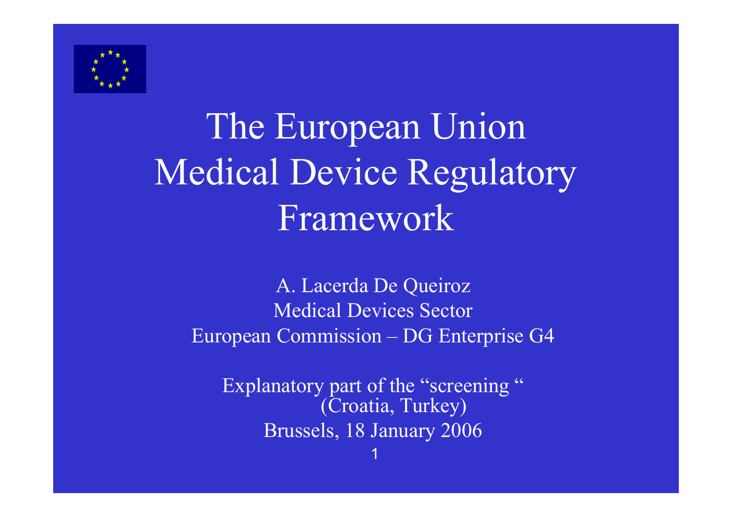# The European Union Medical Device Regulatory Framework

A. Lacerda De Queiroz
Medical Devices Sector
European Commission – DG Enterprise G4

Explanatory part of the "screening "
(Croatia, Turkey)
Brussels, 18 January 2006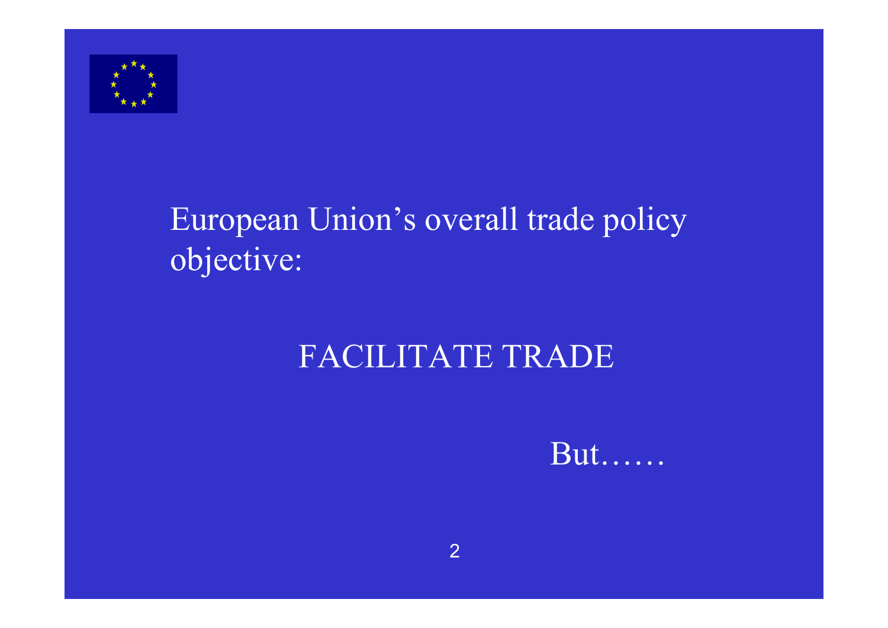European Union’s overall trade policy objective:

FACILITATE TRADE

But……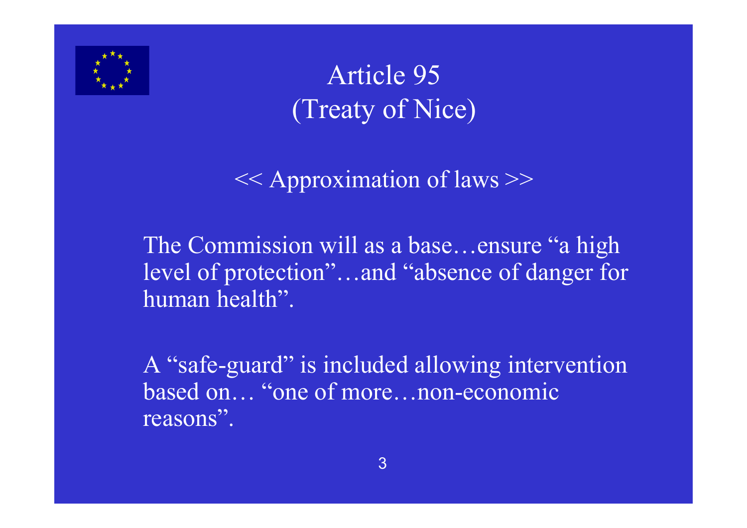# Article 95
## (Treaty of Nice)

<< Approximation of laws >>

The Commission will as a base…ensure “a high level of protection”…and “absence of danger for human health”.

A “safe-guard” is included allowing intervention based on… “one of more…non-economic reasons”.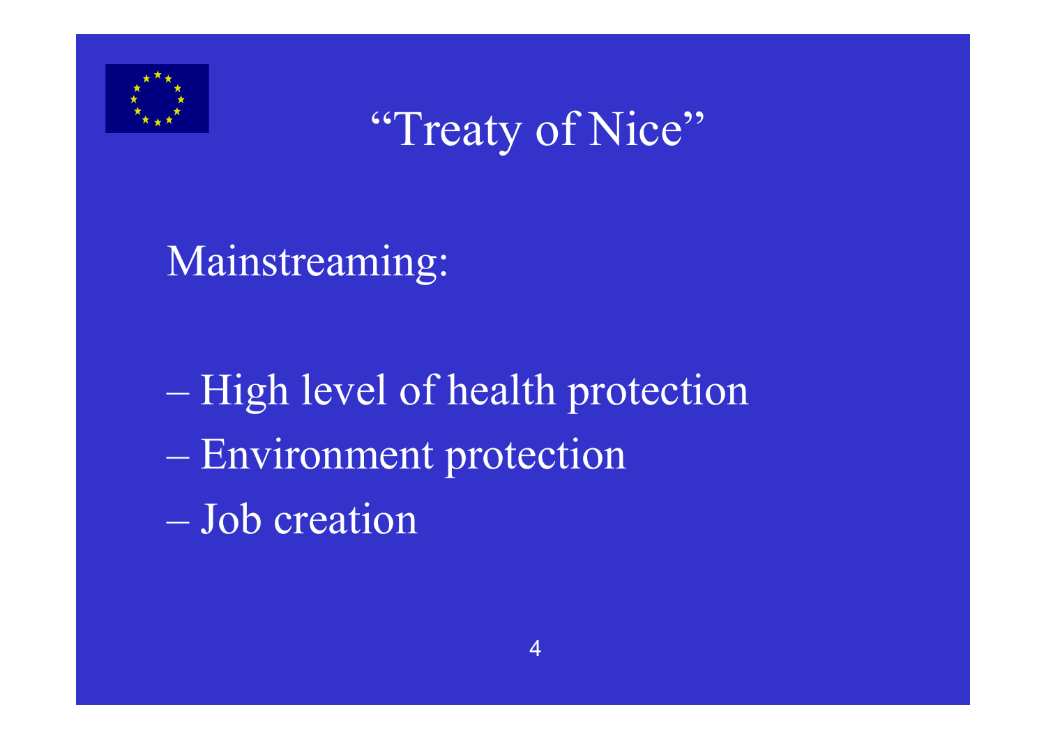# "Treaty of Nice"

Mainstreaming:

- High level of health protection
- Environment protection
- Job creation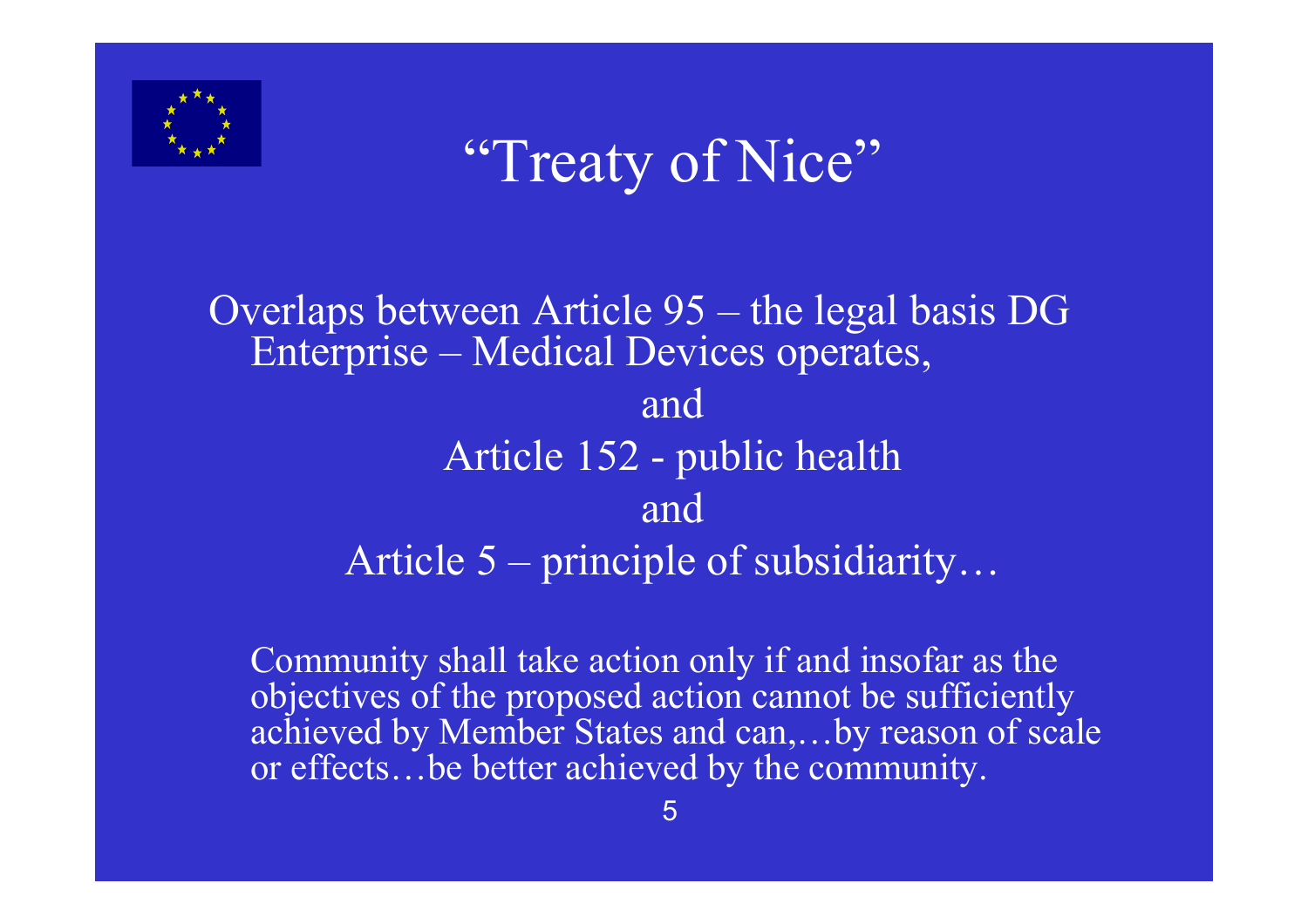# “Treaty of Nice”

Overlaps between Article 95 – the legal basis DG Enterprise – Medical Devices operates,

and

Article 152 - public health

and

Article 5 – principle of subsidiarity…

Community shall take action only if and insofar as the objectives of the proposed action cannot be sufficiently achieved by Member States and can,…by reason of scale or effects…be better achieved by the community.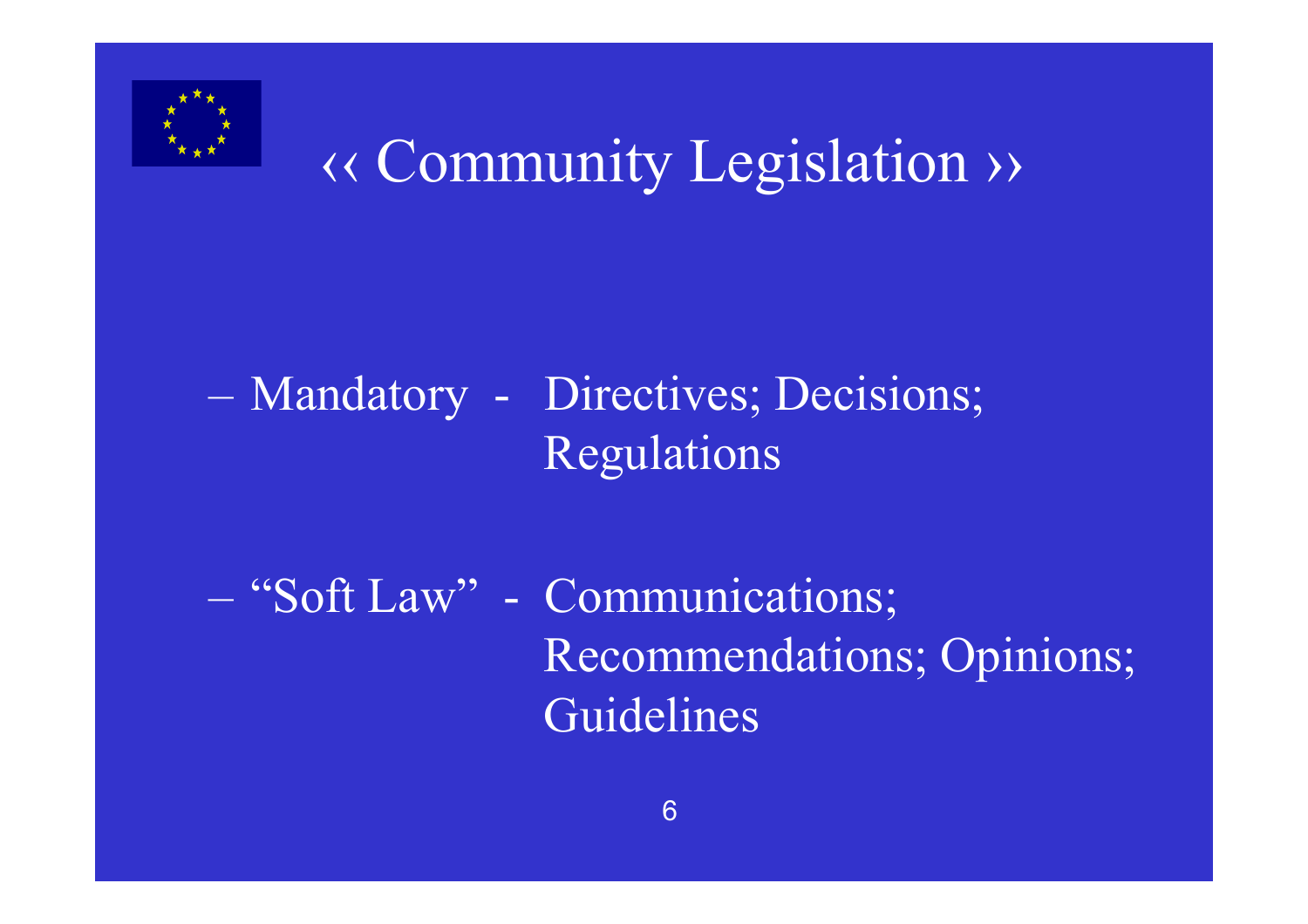# ‹‹ Community Legislation ››

- Mandatory - Directives; Decisions; Regulations

- "Soft Law" - Communications; Recommendations; Opinions; Guidelines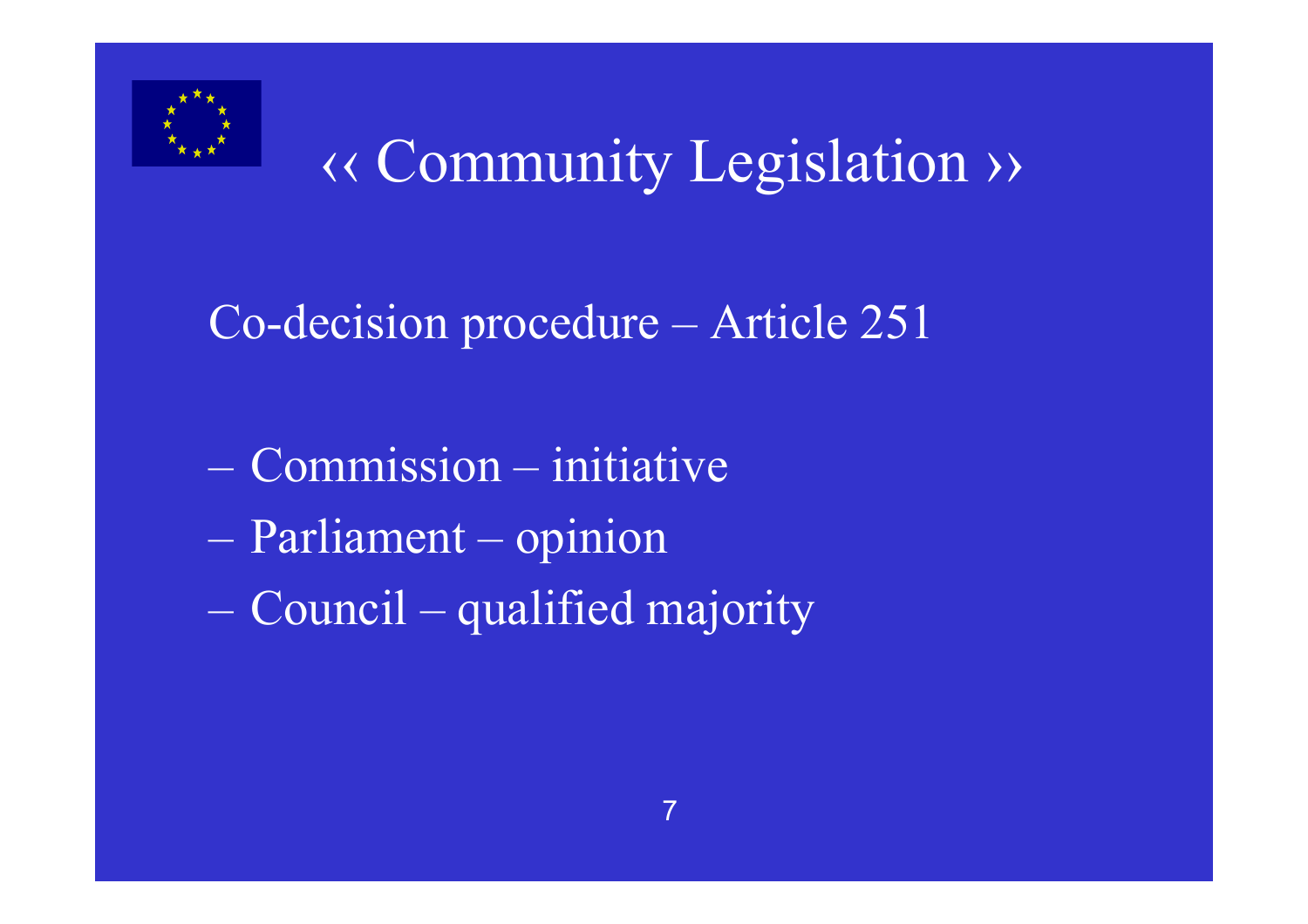# ‹‹ Community Legislation ››

Co-decision procedure – Article 251

- Commission – initiative
- Parliament – opinion
- Council – qualified majority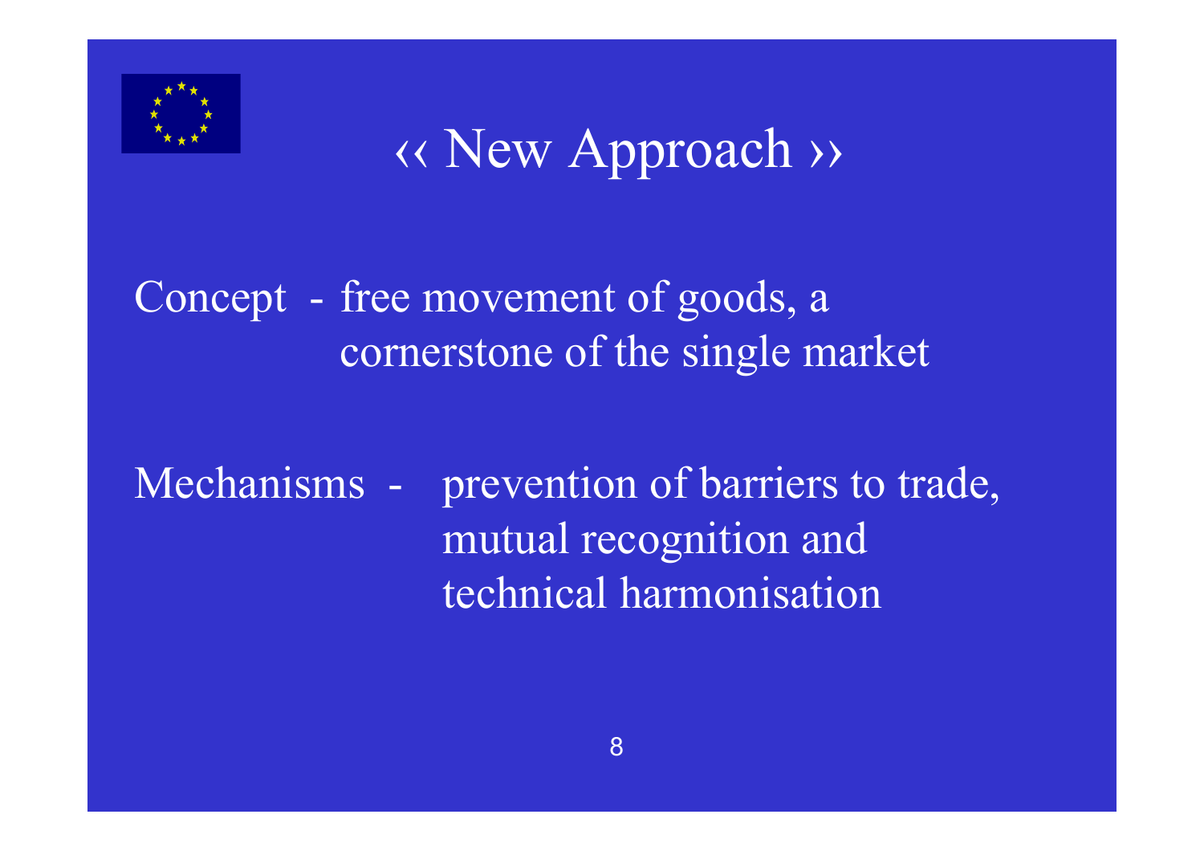# ‹‹ New Approach ››

Concept - free movement of goods, a cornerstone of the single market

Mechanisms - prevention of barriers to trade, mutual recognition and technical harmonisation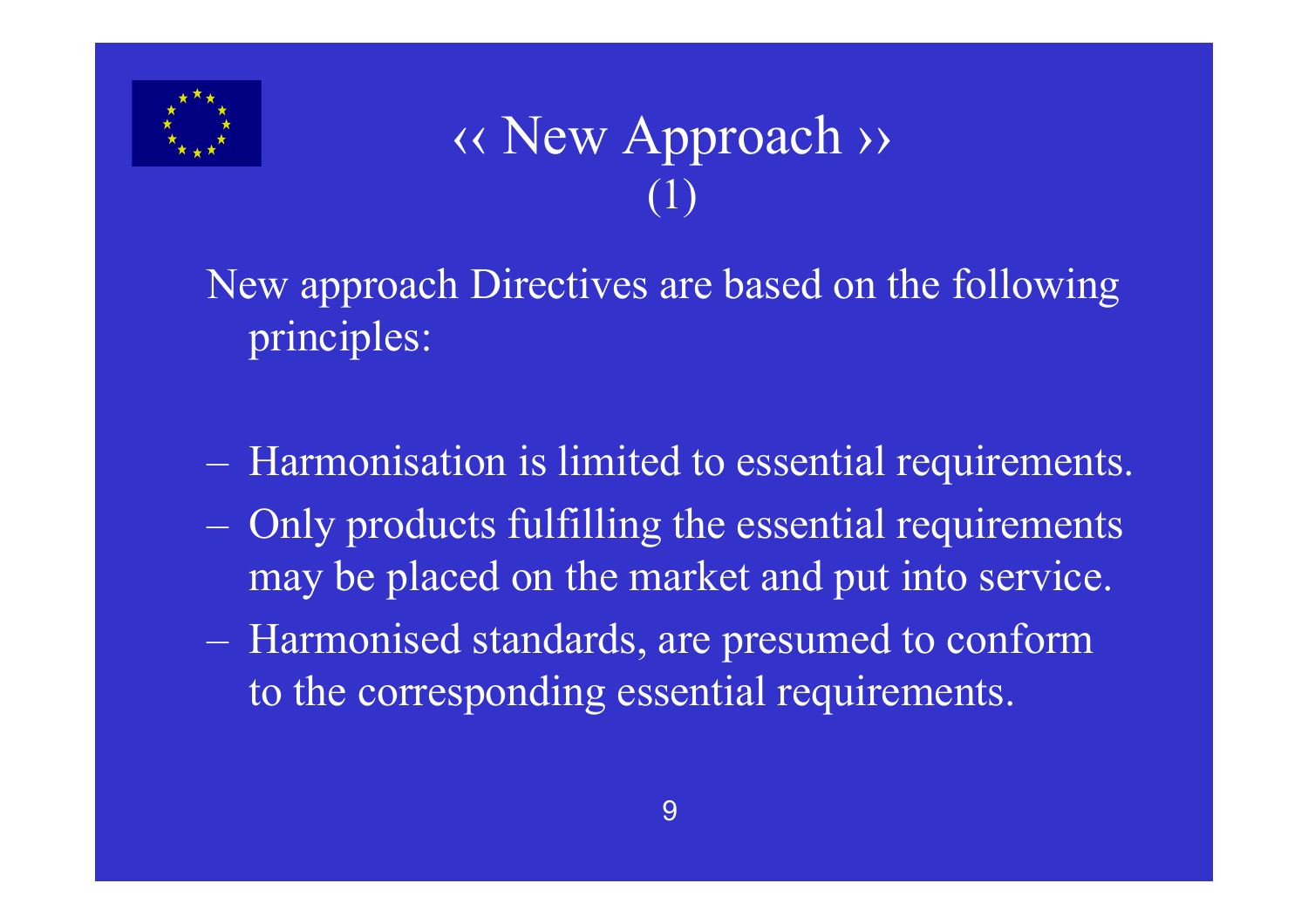# ‹‹ New Approach ›› (1)

New approach Directives are based on the following principles:

- Harmonisation is limited to essential requirements.
- Only products fulfilling the essential requirements may be placed on the market and put into service.
- Harmonised standards, are presumed to conform to the corresponding essential requirements.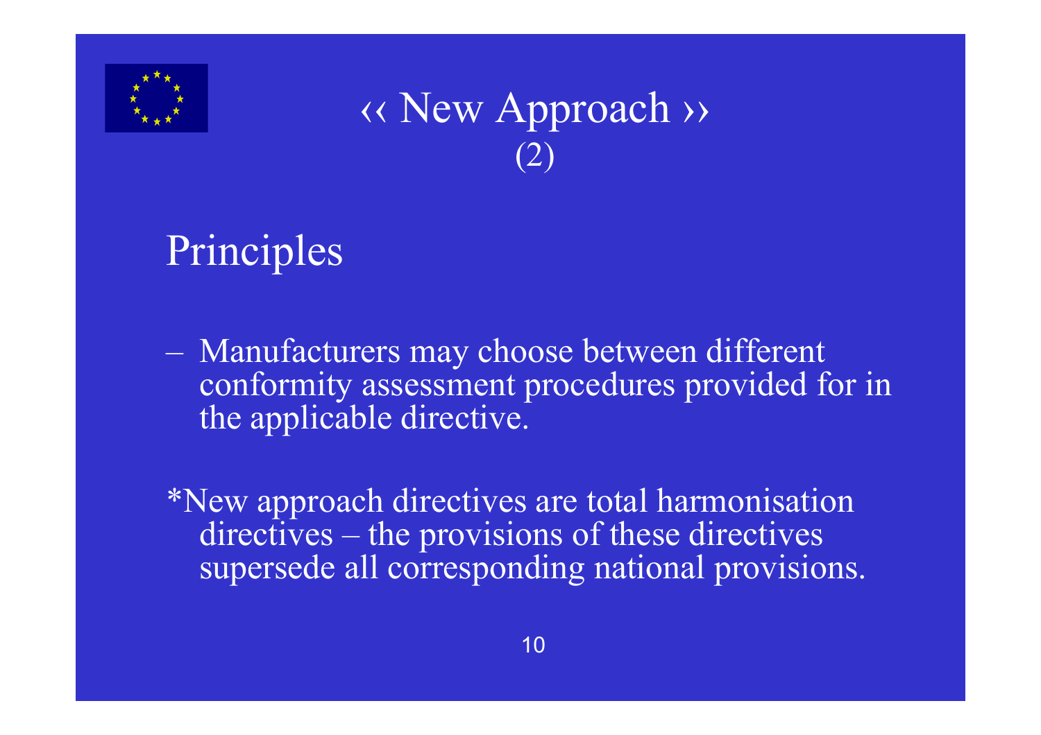# ‹‹ New Approach ›› (2)

## Principles

– Manufacturers may choose between different conformity assessment procedures provided for in the applicable directive.

*New approach directives are total harmonisation directives – the provisions of these directives supersede all corresponding national provisions.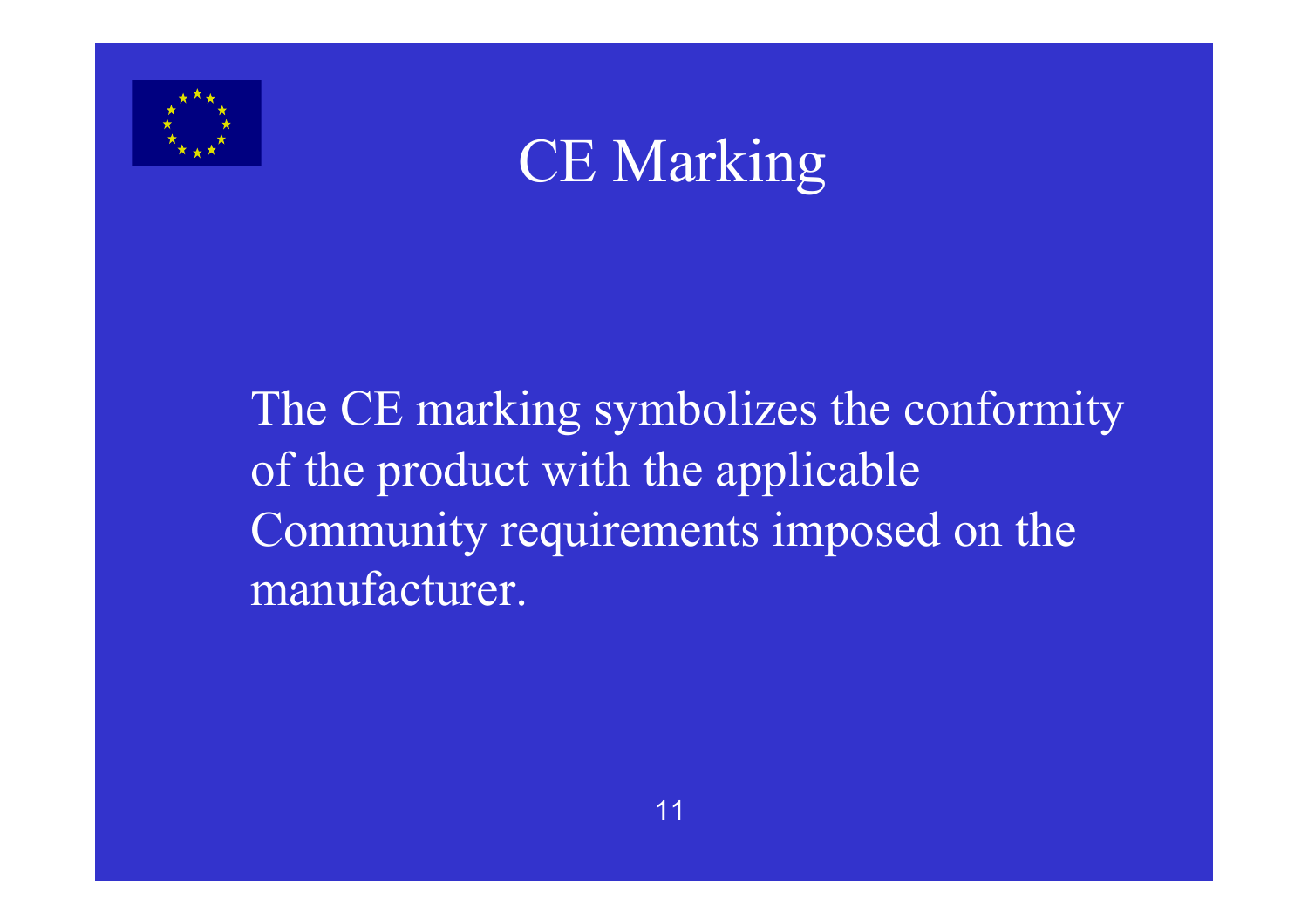# CE Marking

The CE marking symbolizes the conformity of the product with the applicable Community requirements imposed on the manufacturer.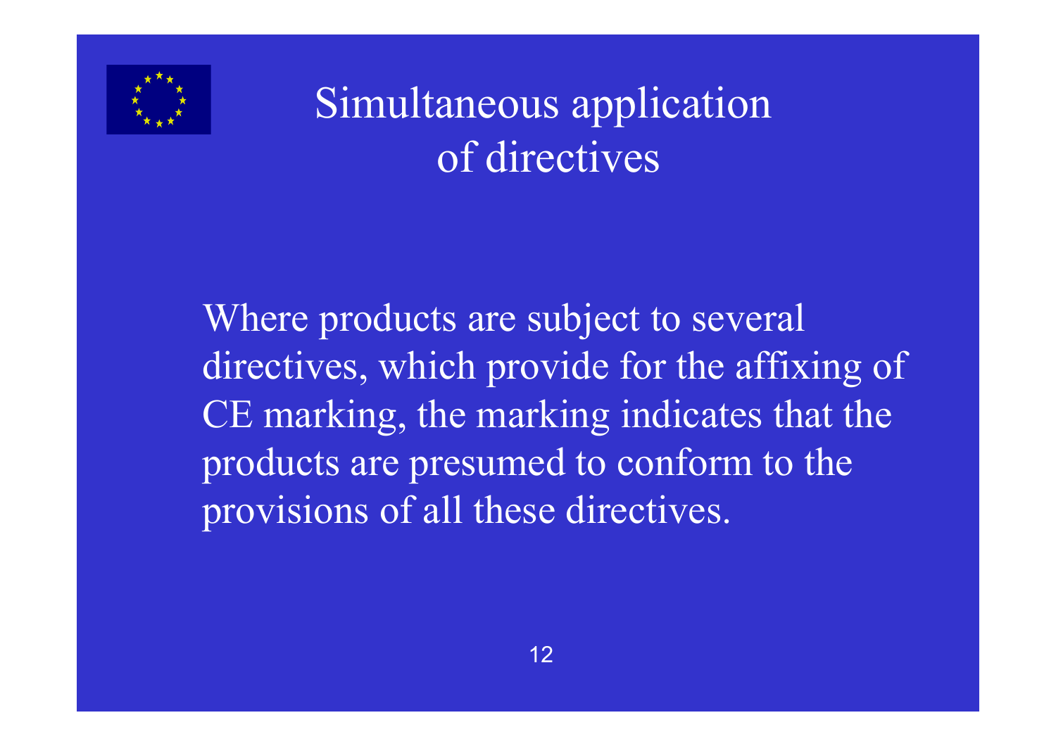# Simultaneous application of directives

Where products are subject to several directives, which provide for the affixing of CE marking, the marking indicates that the products are presumed to conform to the provisions of all these directives.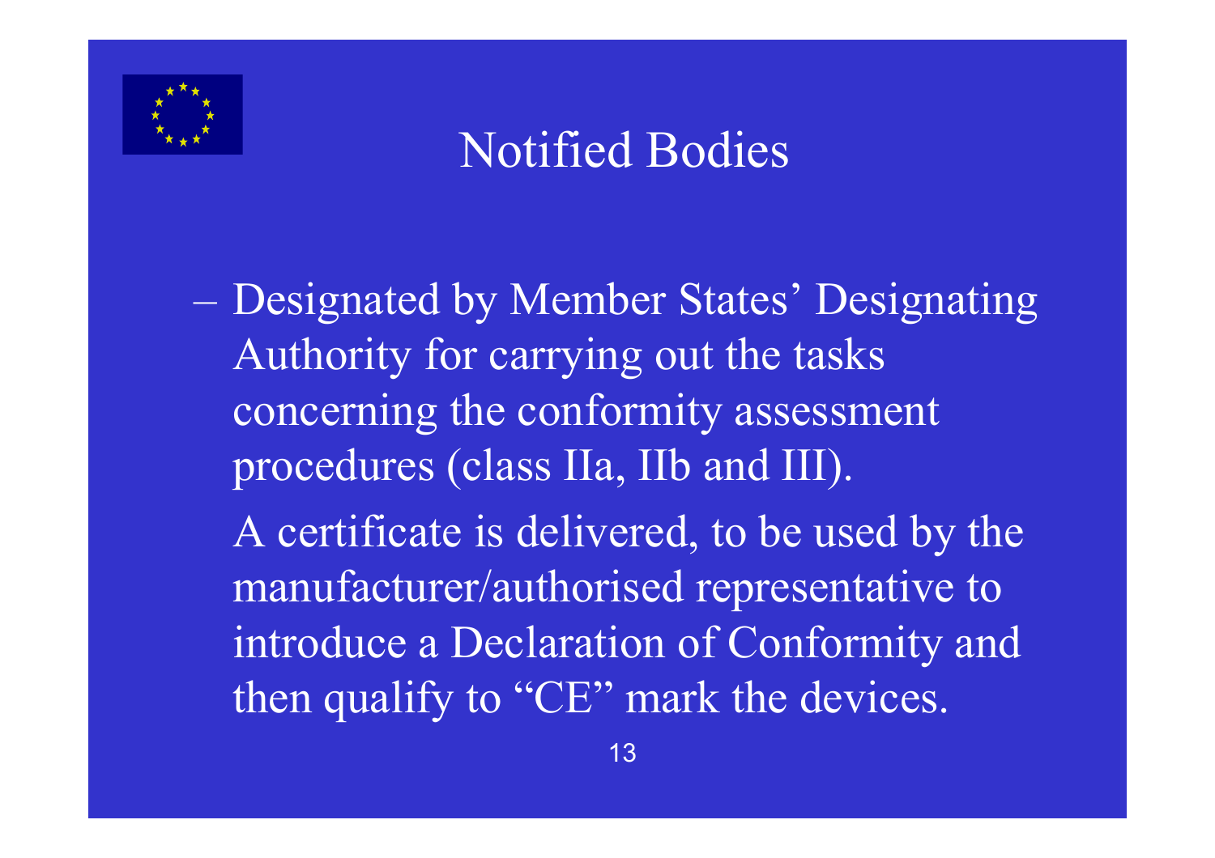# Notified Bodies

– Designated by Member States' Designating Authority for carrying out the tasks concerning the conformity assessment procedures (class IIa, IIb and III).

  A certificate is delivered, to be used by the manufacturer/authorised representative to introduce a Declaration of Conformity and then qualify to "CE" mark the devices.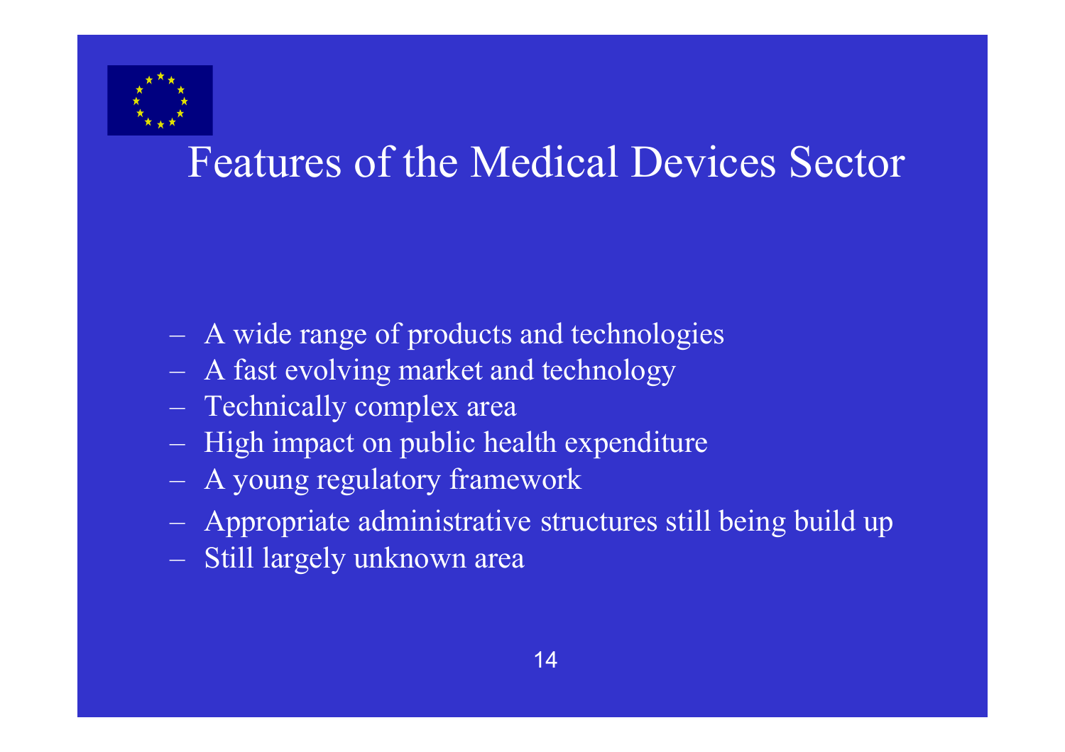# Features of the Medical Devices Sector

- A wide range of products and technologies
- A fast evolving market and technology
- Technically complex area
- High impact on public health expenditure
- A young regulatory framework
- Appropriate administrative structures still being build up
- Still largely unknown area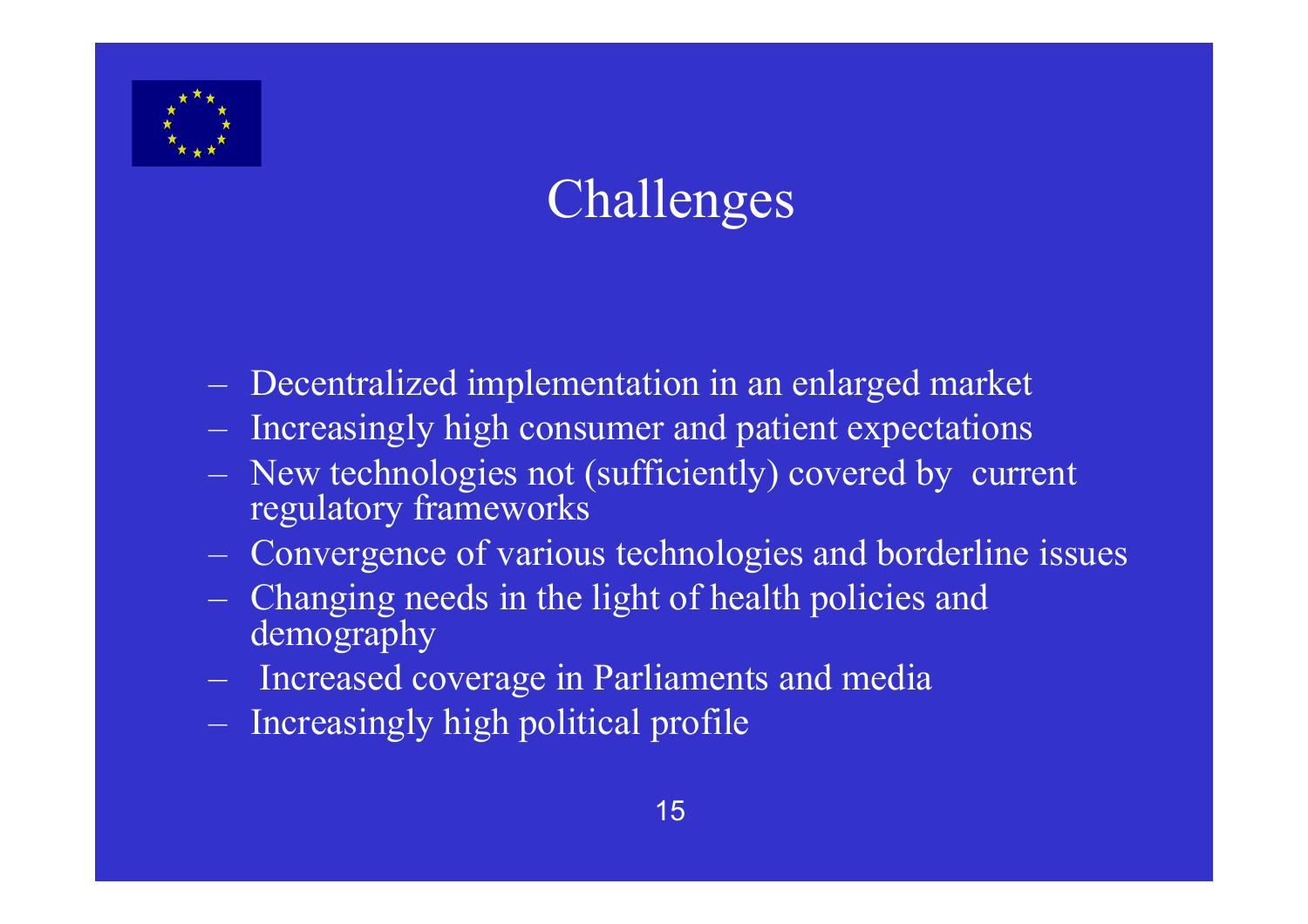# Challenges

- Decentralized implementation in an enlarged market
- Increasingly high consumer and patient expectations
- New technologies not (sufficiently) covered by current regulatory frameworks
- Convergence of various technologies and borderline issues
- Changing needs in the light of health policies and demography
- Increased coverage in Parliaments and media
- Increasingly high political profile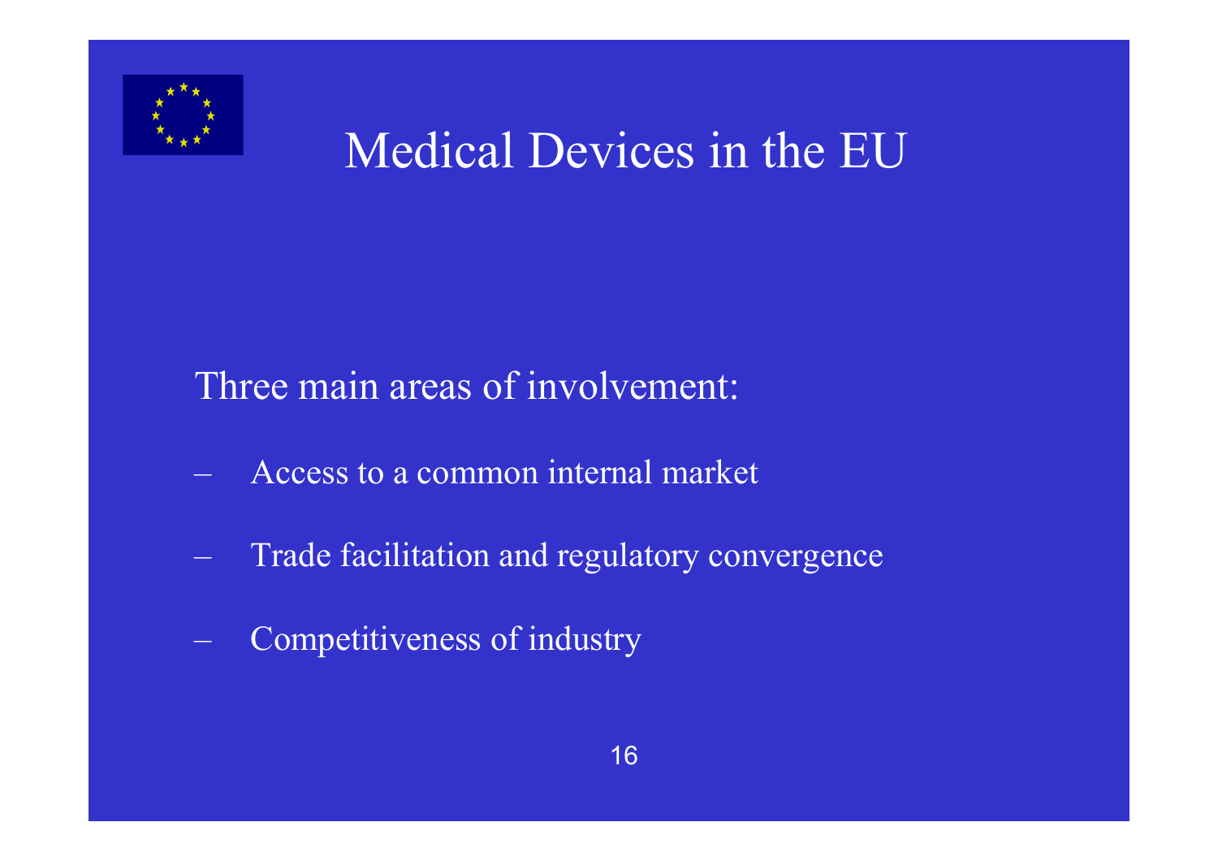# Medical Devices in the EU

Three main areas of involvement:

- Access to a common internal market
- Trade facilitation and regulatory convergence
- Competitiveness of industry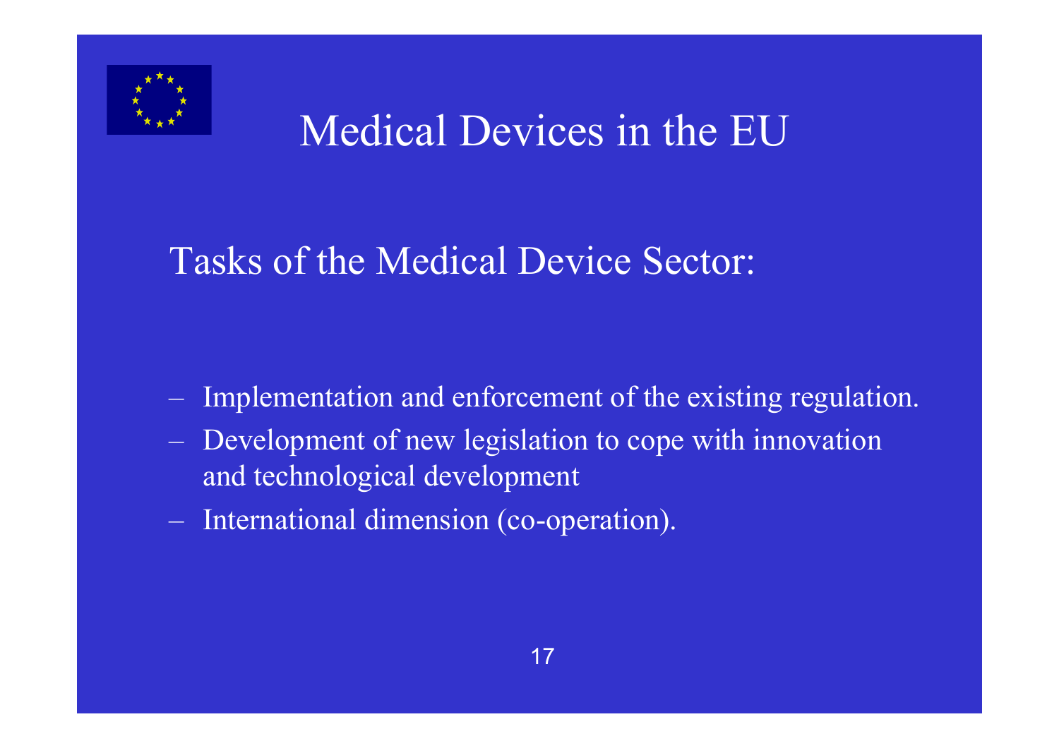# Medical Devices in the EU

Tasks of the Medical Device Sector:

- Implementation and enforcement of the existing regulation.
- Development of new legislation to cope with innovation and technological development
- International dimension (co-operation).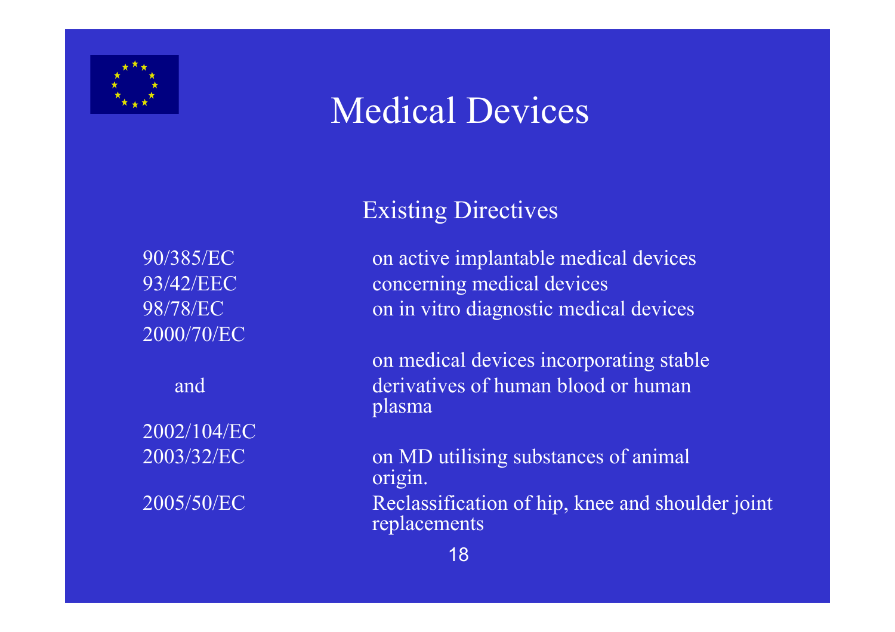# Medical Devices

## Existing Directives

| | |
|---|---|
| 90/385/EC | on active implantable medical devices |
| 93/42/EEC | concerning medical devices |
| 98/78/EC | on in vitro diagnostic medical devices |
| 2000/70/EC and 2002/104/EC | on medical devices incorporating stable derivatives of human blood or human plasma |
| 2003/32/EC | on MD utilising substances of animal origin. |
| 2005/50/EC | Reclassification of hip, knee and shoulder joint replacements |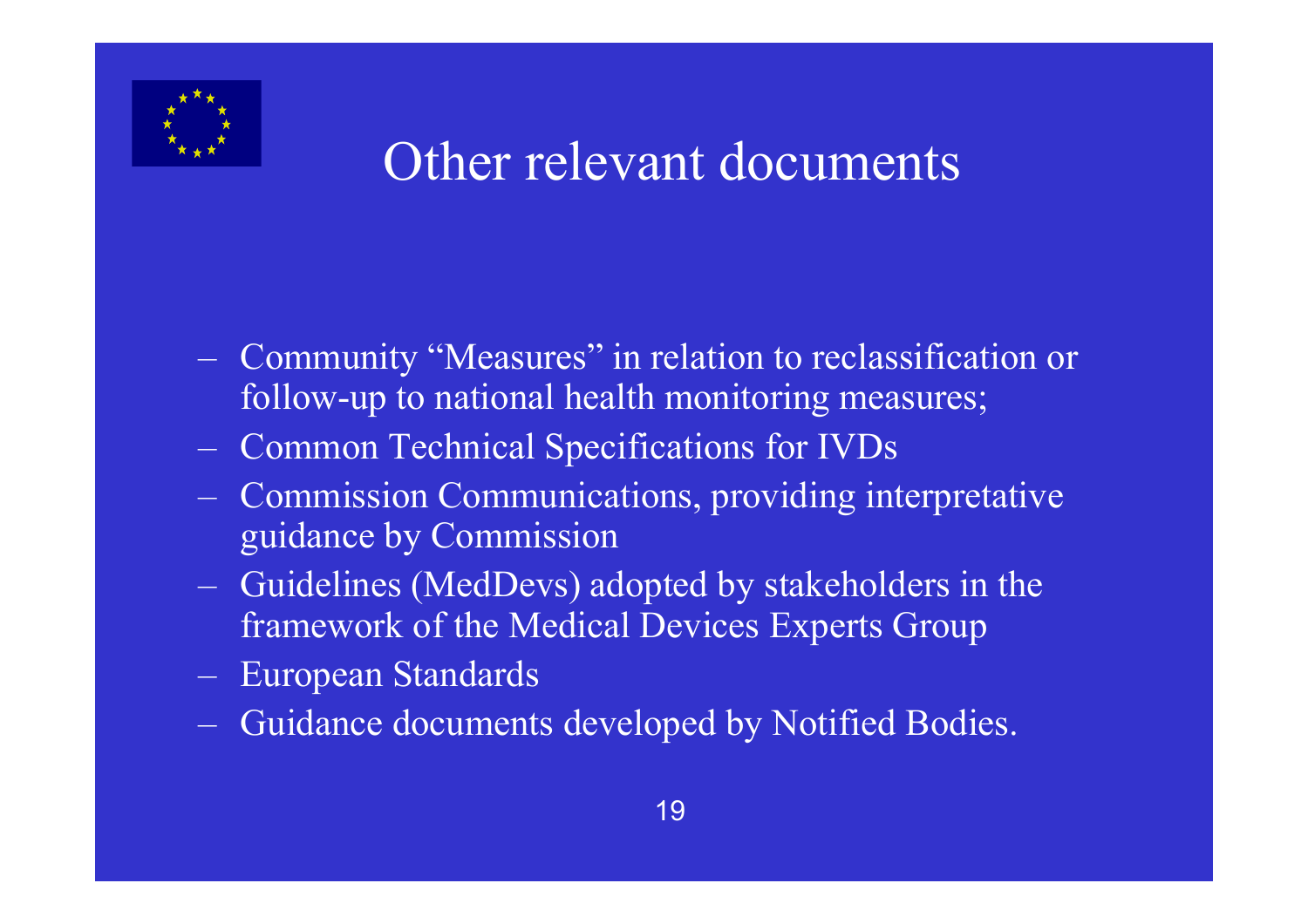# Other relevant documents

- Community “Measures” in relation to reclassification or follow-up to national health monitoring measures;
- Common Technical Specifications for IVDs
- Commission Communications, providing interpretative guidance by Commission
- Guidelines (MedDevs) adopted by stakeholders in the framework of the Medical Devices Experts Group
- European Standards
- Guidance documents developed by Notified Bodies.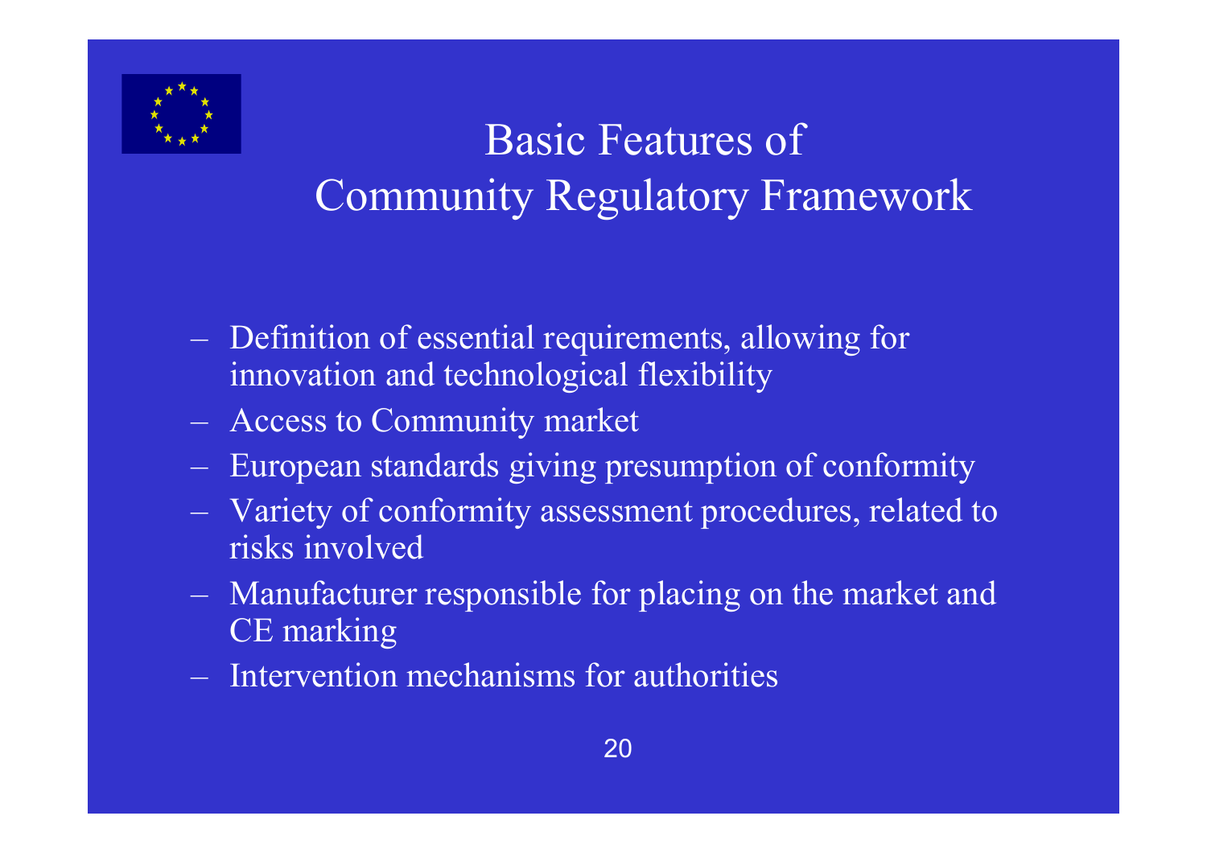# Basic Features of Community Regulatory Framework

- Definition of essential requirements, allowing for innovation and technological flexibility
- Access to Community market
- European standards giving presumption of conformity
- Variety of conformity assessment procedures, related to risks involved
- Manufacturer responsible for placing on the market and CE marking
- Intervention mechanisms for authorities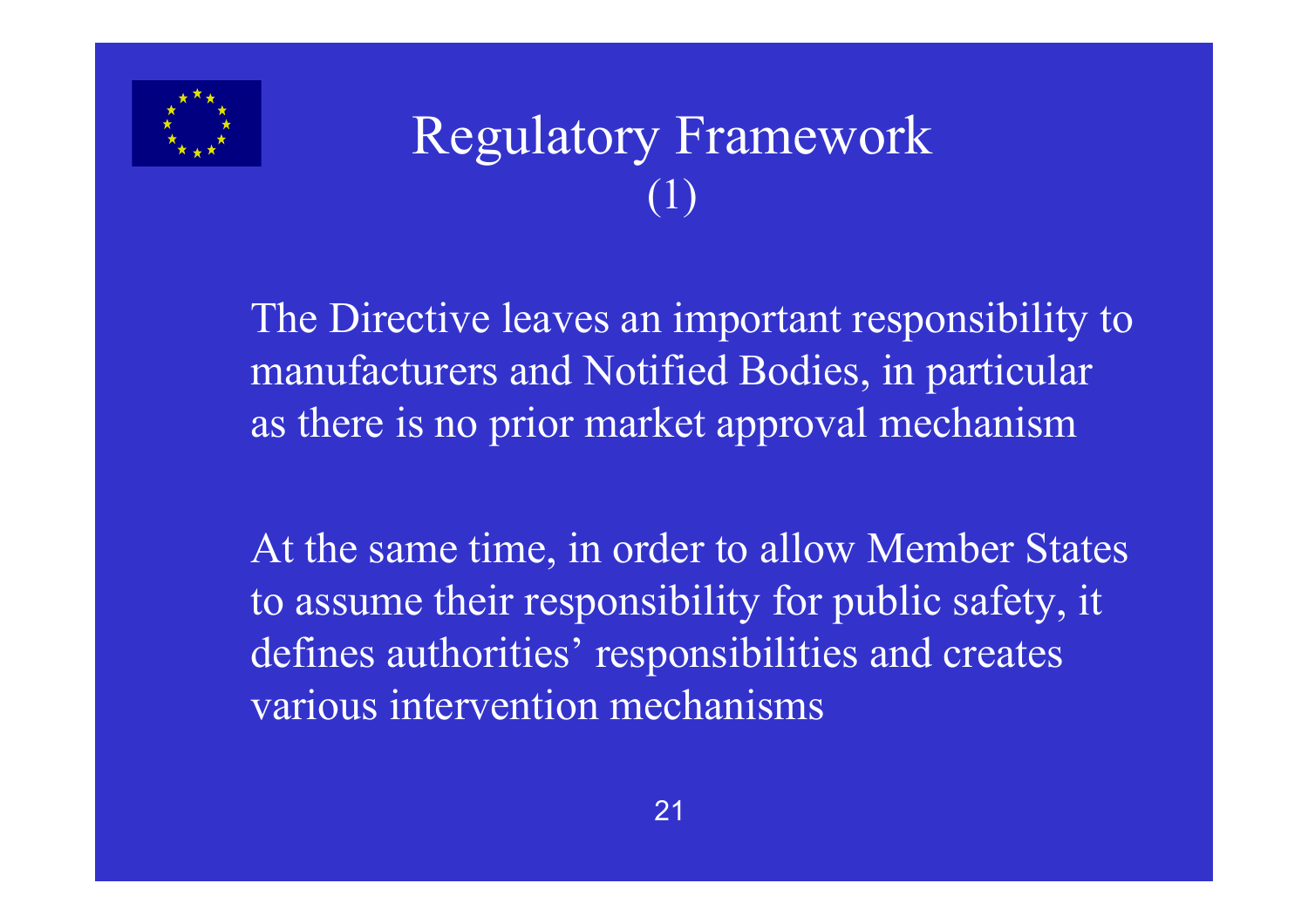# Regulatory Framework (1)

The Directive leaves an important responsibility to manufacturers and Notified Bodies, in particular as there is no prior market approval mechanism

At the same time, in order to allow Member States to assume their responsibility for public safety, it defines authorities' responsibilities and creates various intervention mechanisms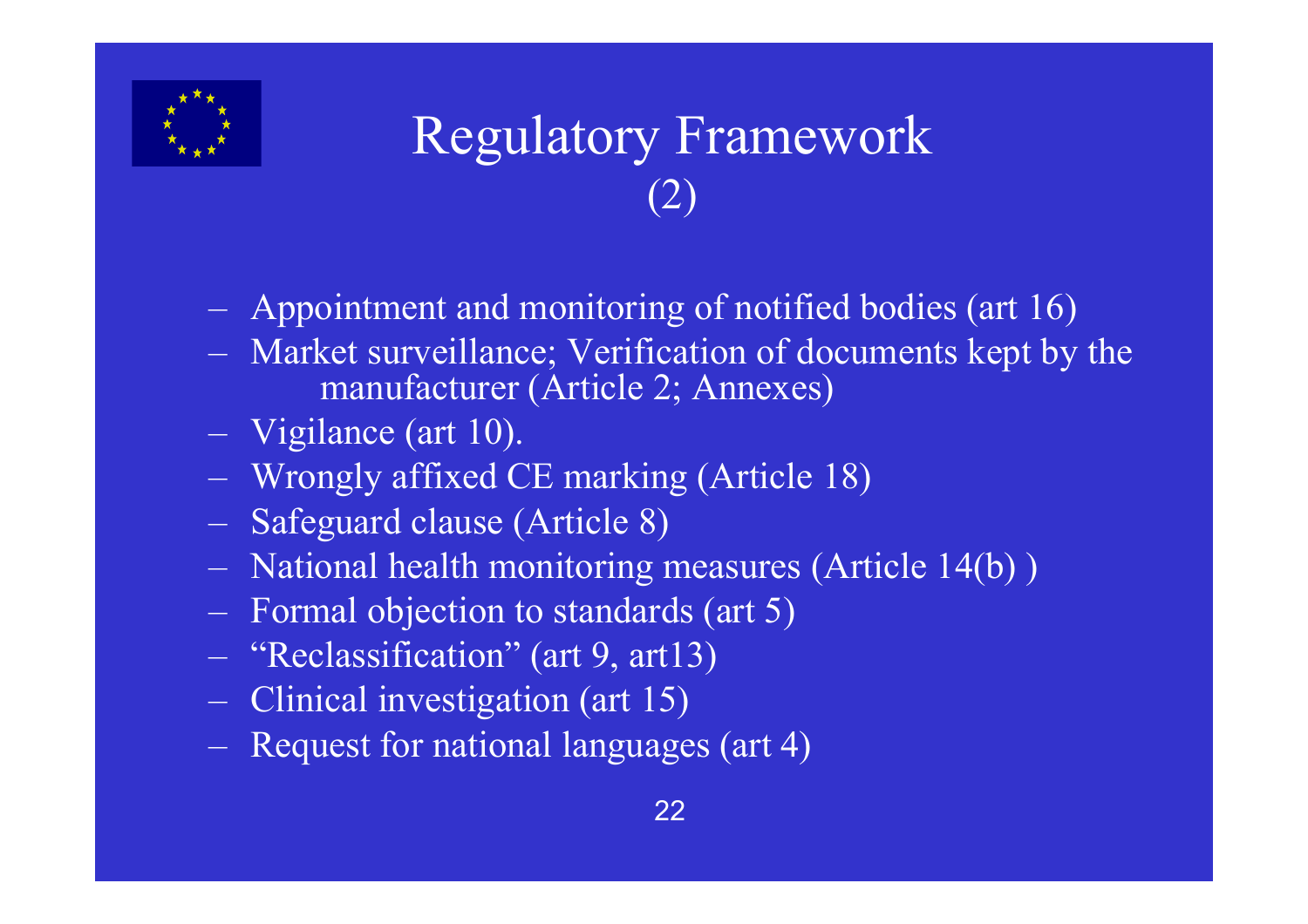# Regulatory Framework (2)

- Appointment and monitoring of notified bodies (art 16)
- Market surveillance; Verification of documents kept by the manufacturer (Article 2; Annexes)
- Vigilance (art 10).
- Wrongly affixed CE marking (Article 18)
- Safeguard clause (Article 8)
- National health monitoring measures (Article 14(b) )
- Formal objection to standards (art 5)
- "Reclassification" (art 9, art13)
- Clinical investigation (art 15)
- Request for national languages (art 4)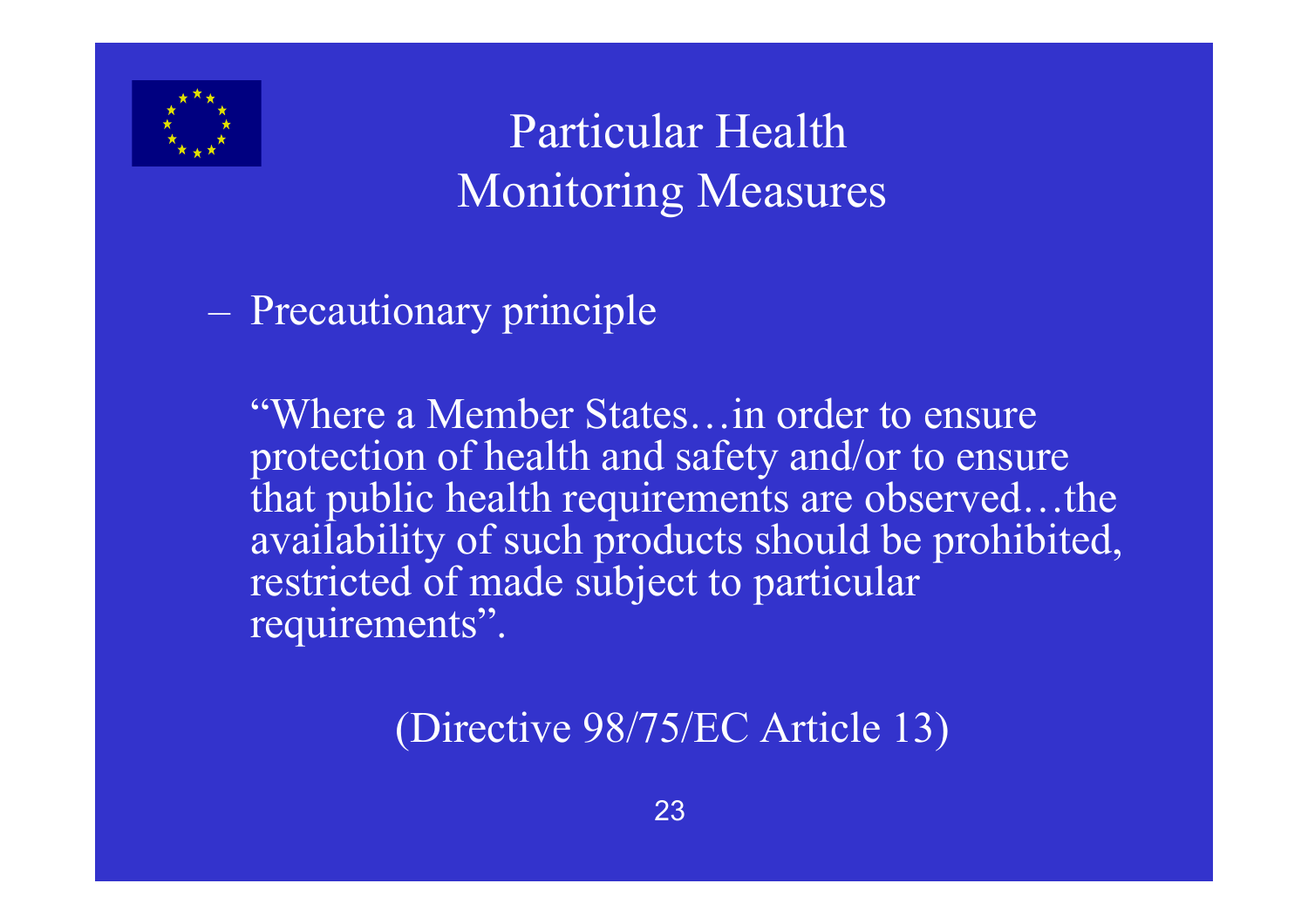# Particular Health Monitoring Measures

– Precautionary principle

"Where a Member States…in order to ensure protection of health and safety and/or to ensure that public health requirements are observed…the availability of such products should be prohibited, restricted of made subject to particular requirements".

(Directive 98/75/EC Article 13)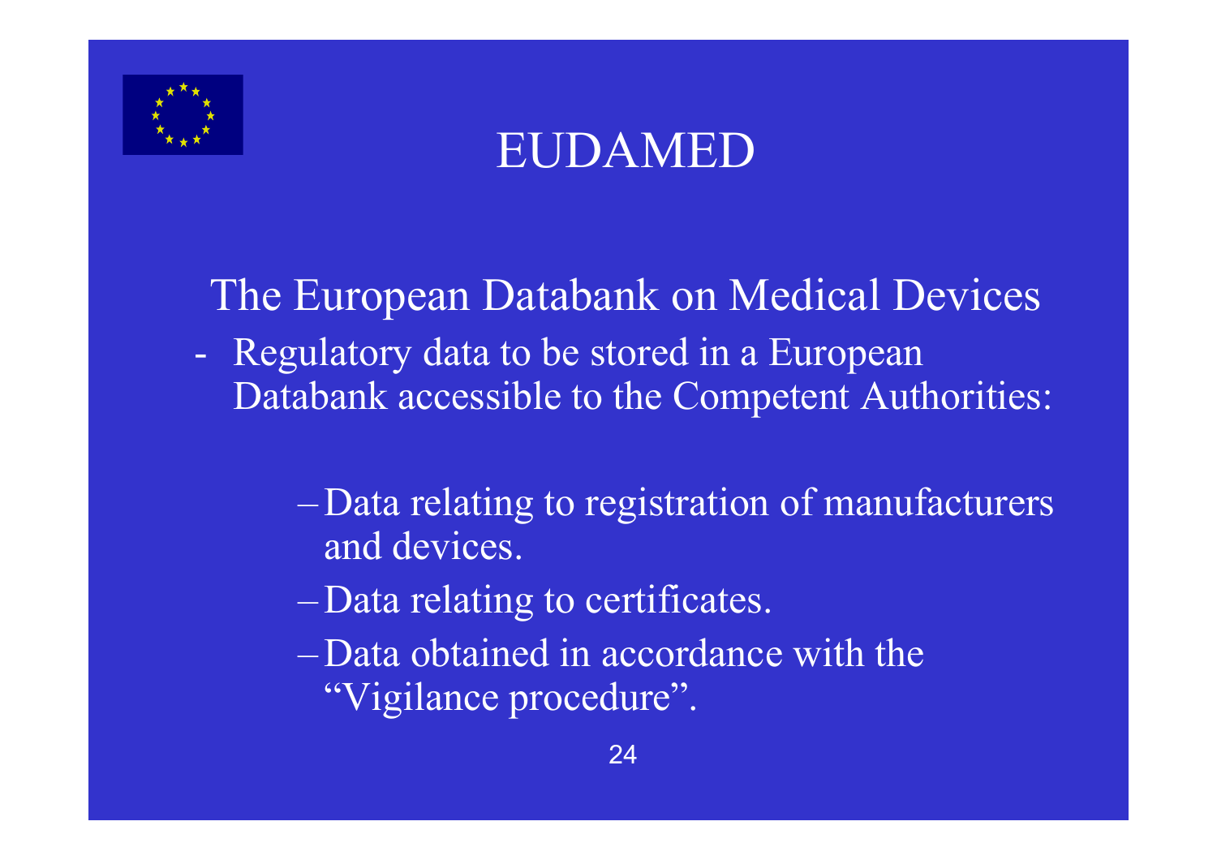# EUDAMED

The European Databank on Medical Devices

- Regulatory data to be stored in a European Databank accessible to the Competent Authorities:
  - Data relating to registration of manufacturers and devices.
  - Data relating to certificates.
  - Data obtained in accordance with the "Vigilance procedure".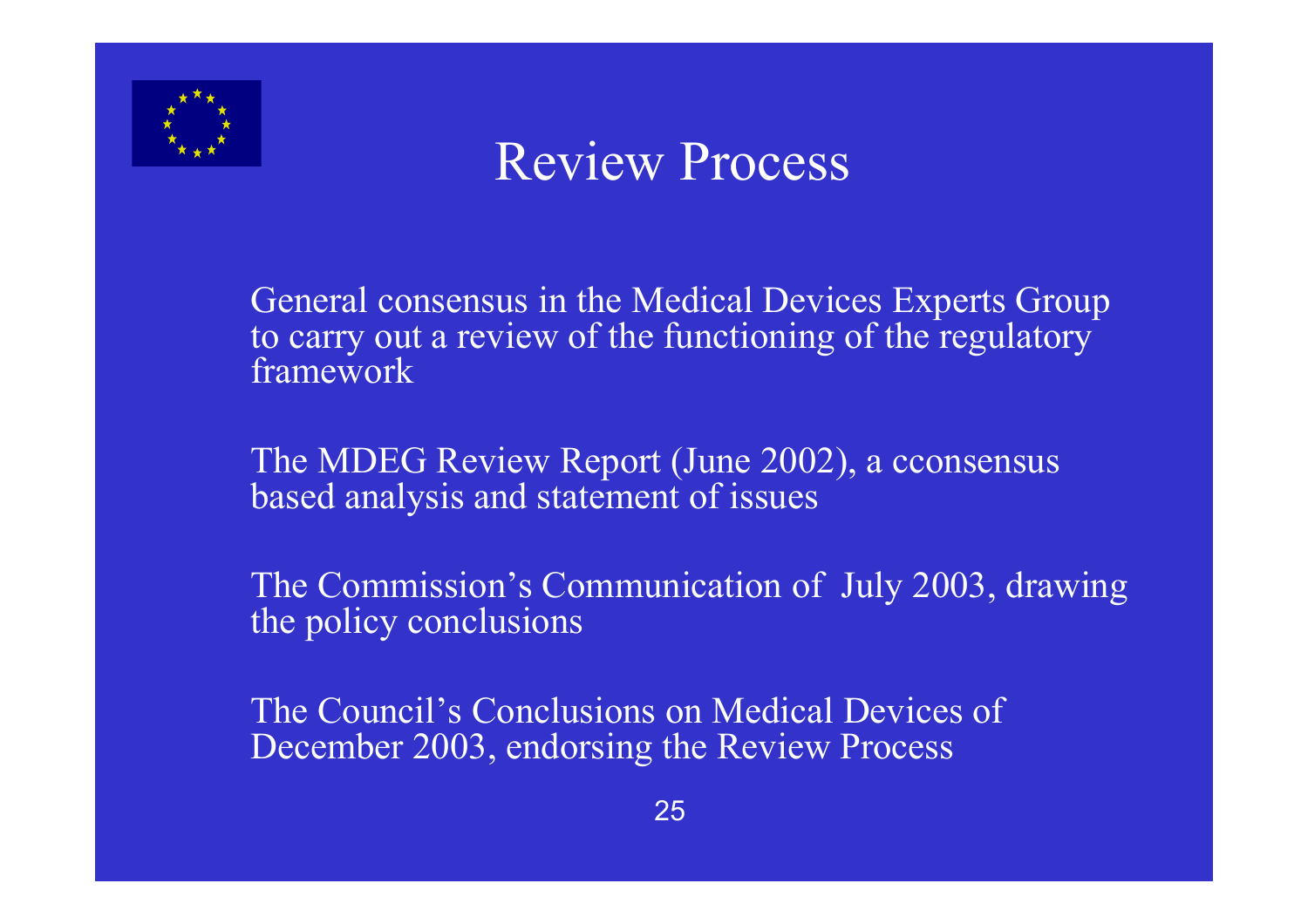# Review Process

General consensus in the Medical Devices Experts Group to carry out a review of the functioning of the regulatory framework

The MDEG Review Report (June 2002), a cconsensus based analysis and statement of issues

The Commission's Communication of July 2003, drawing the policy conclusions

The Council's Conclusions on Medical Devices of December 2003, endorsing the Review Process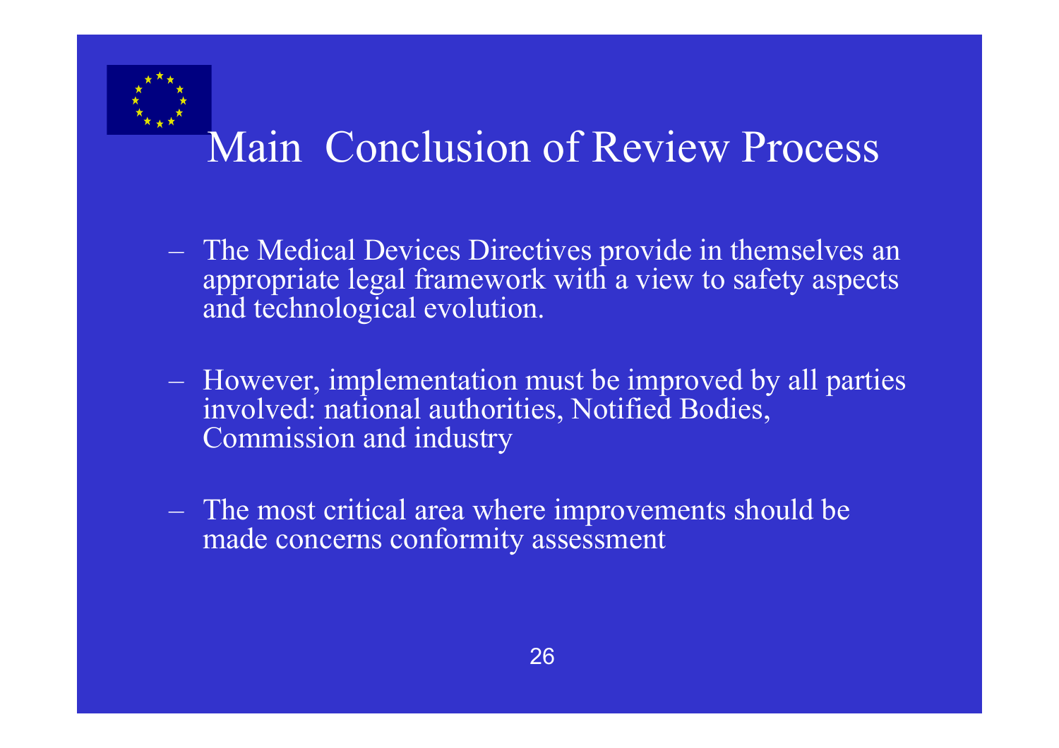# Main Conclusion of Review Process

- The Medical Devices Directives provide in themselves an appropriate legal framework with a view to safety aspects and technological evolution.
- However, implementation must be improved by all parties involved: national authorities, Notified Bodies, Commission and industry
- The most critical area where improvements should be made concerns conformity assessment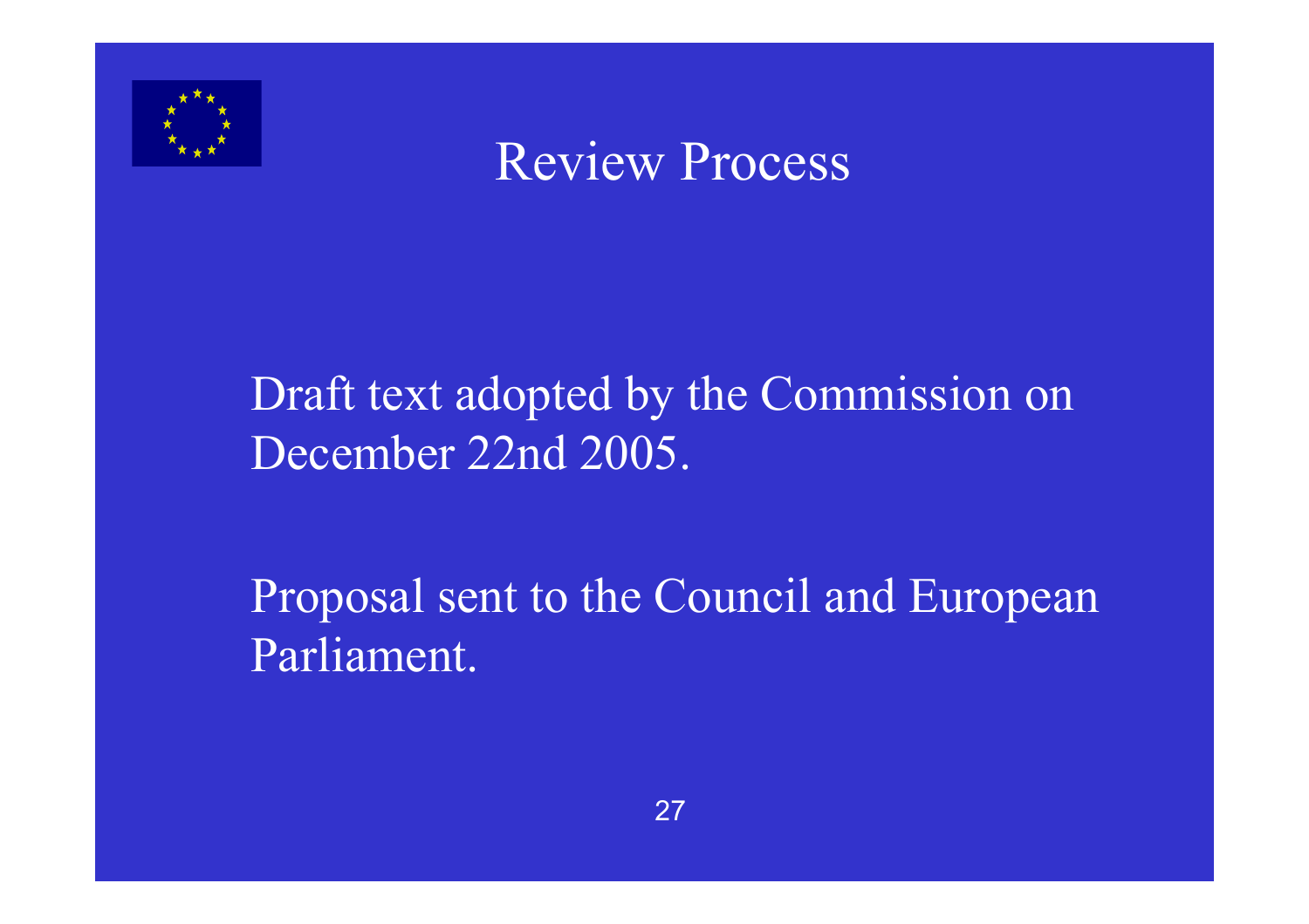# Review Process

Draft text adopted by the Commission on December 22nd 2005.

Proposal sent to the Council and European Parliament.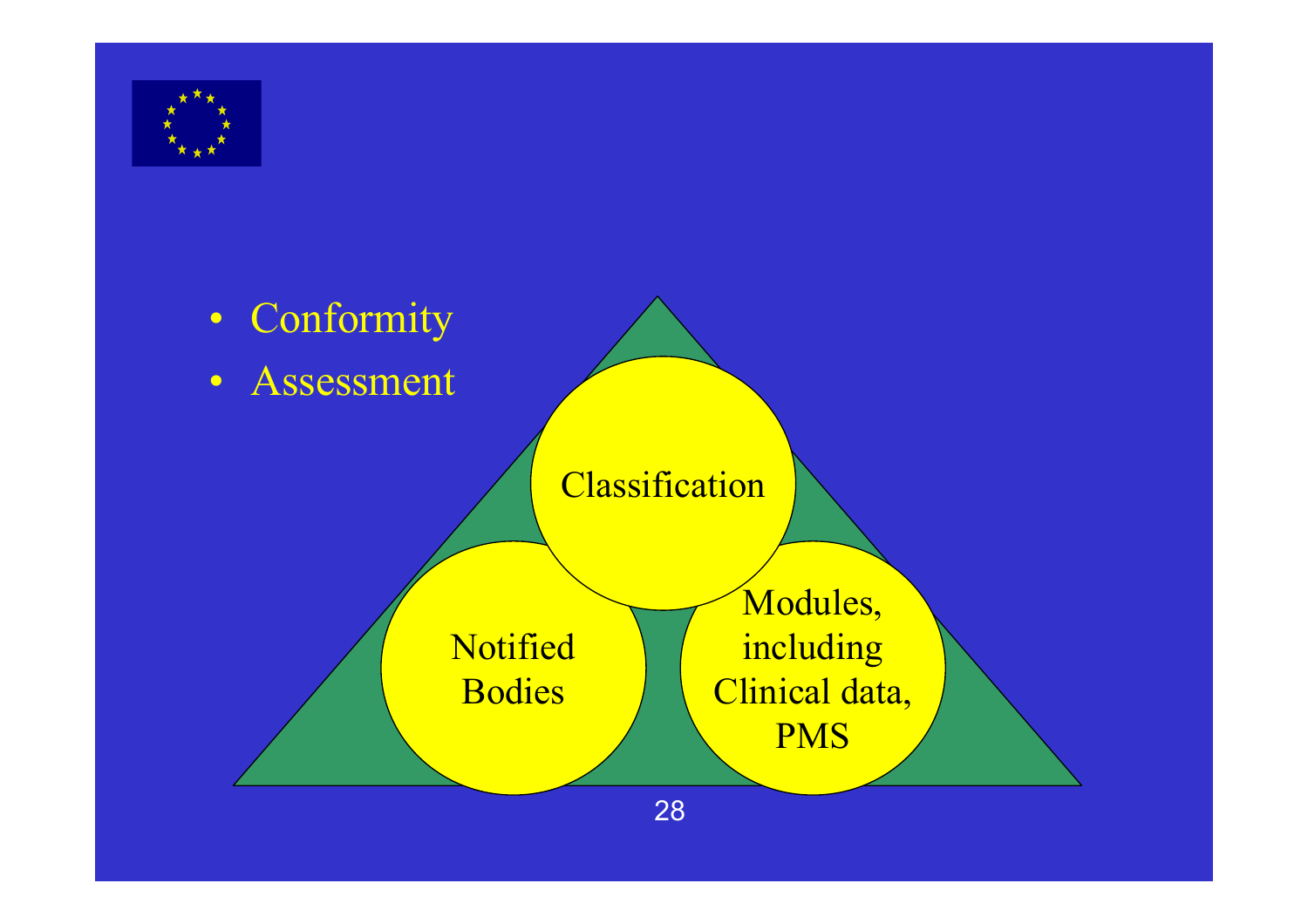- Conformity
- Assessment

Classification

Notified Bodies

Modules, including Clinical data, PMS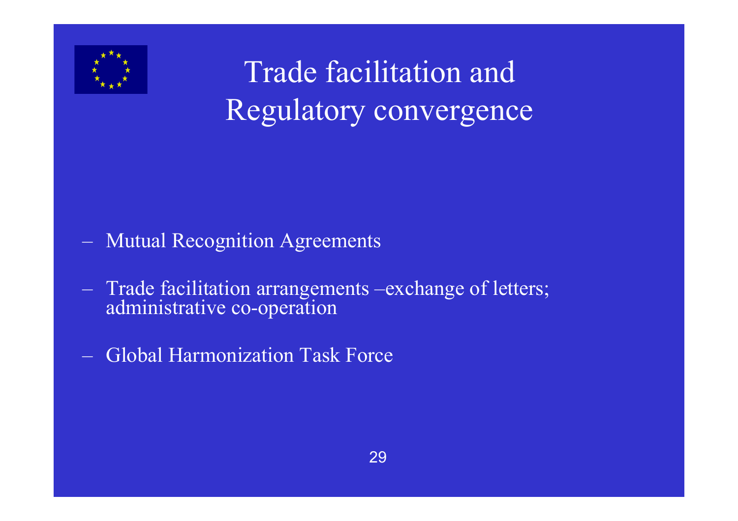# Trade facilitation and Regulatory convergence

- Mutual Recognition Agreements
- Trade facilitation arrangements –exchange of letters; administrative co-operation
- Global Harmonization Task Force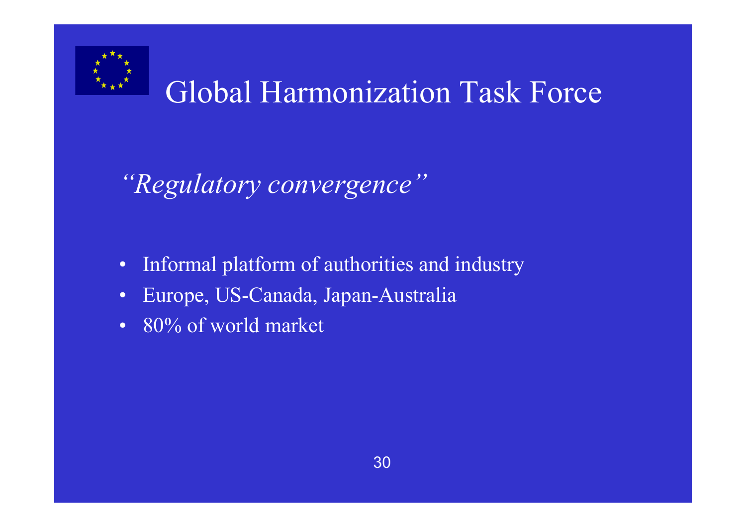# Global Harmonization Task Force

*"Regulatory convergence"*

- Informal platform of authorities and industry
- Europe, US-Canada, Japan-Australia
- 80% of world market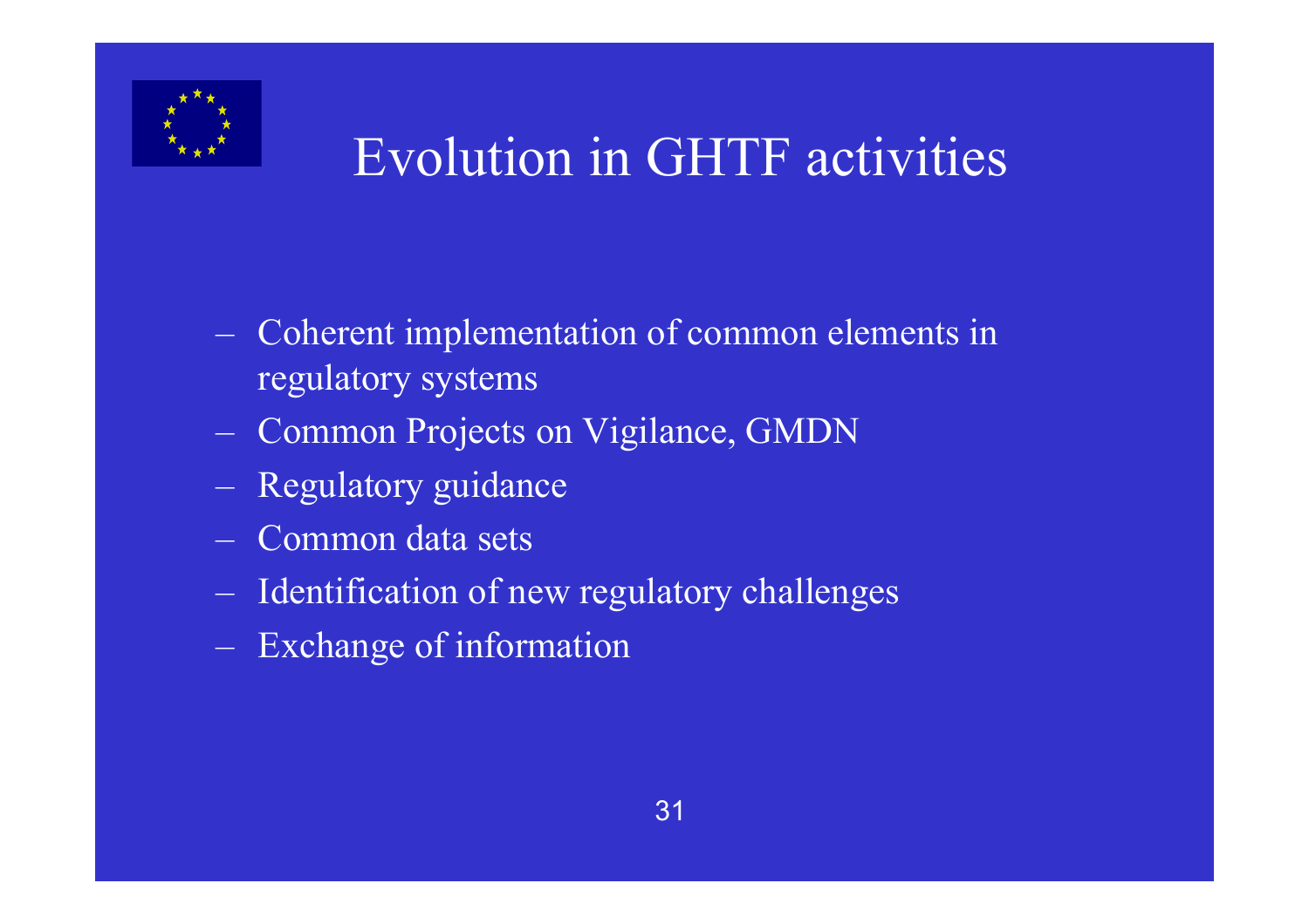# Evolution in GHTF activities

- Coherent implementation of common elements in regulatory systems
- Common Projects on Vigilance, GMDN
- Regulatory guidance
- Common data sets
- Identification of new regulatory challenges
- Exchange of information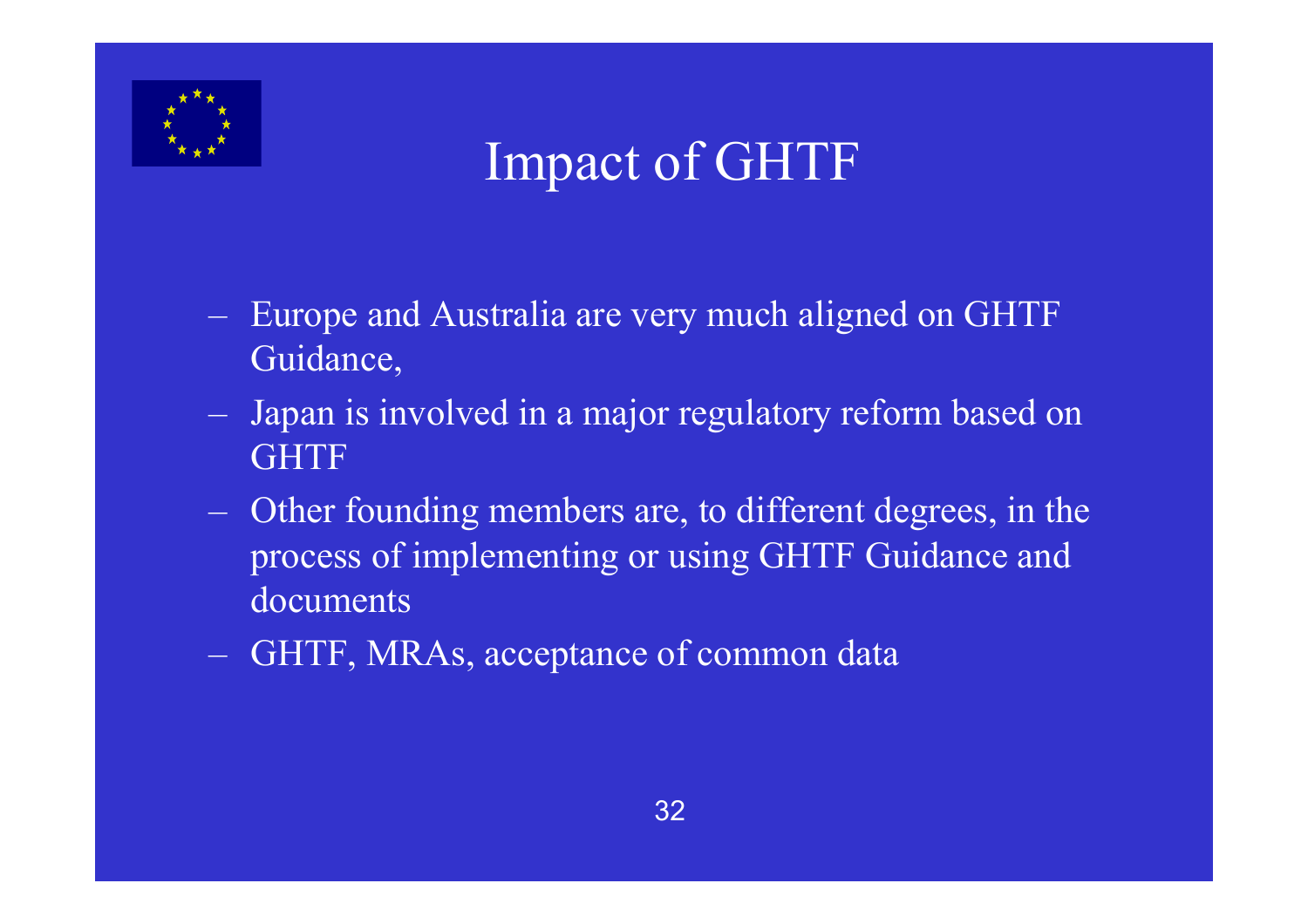# Impact of GHTF

- Europe and Australia are very much aligned on GHTF Guidance,
- Japan is involved in a major regulatory reform based on GHTF
- Other founding members are, to different degrees, in the process of implementing or using GHTF Guidance and documents
- GHTF, MRAs, acceptance of common data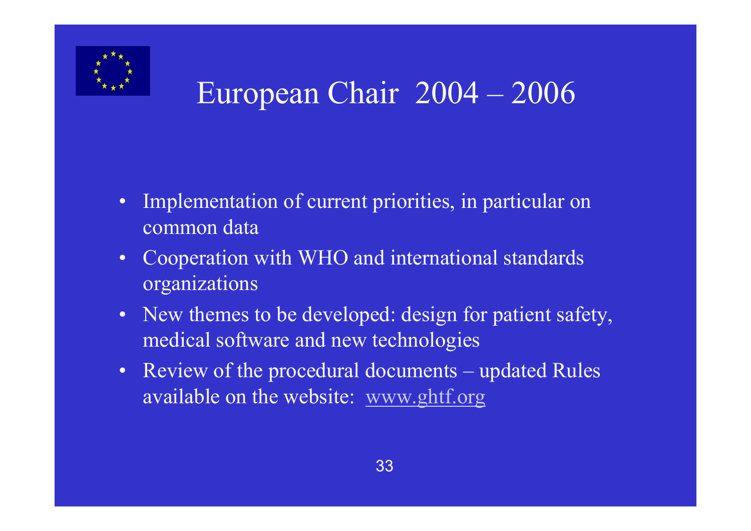# European Chair 2004 – 2006

- Implementation of current priorities, in particular on common data
- Cooperation with WHO and international standards organizations
- New themes to be developed: design for patient safety, medical software and new technologies
- Review of the procedural documents – updated Rules available on the website: www.ghtf.org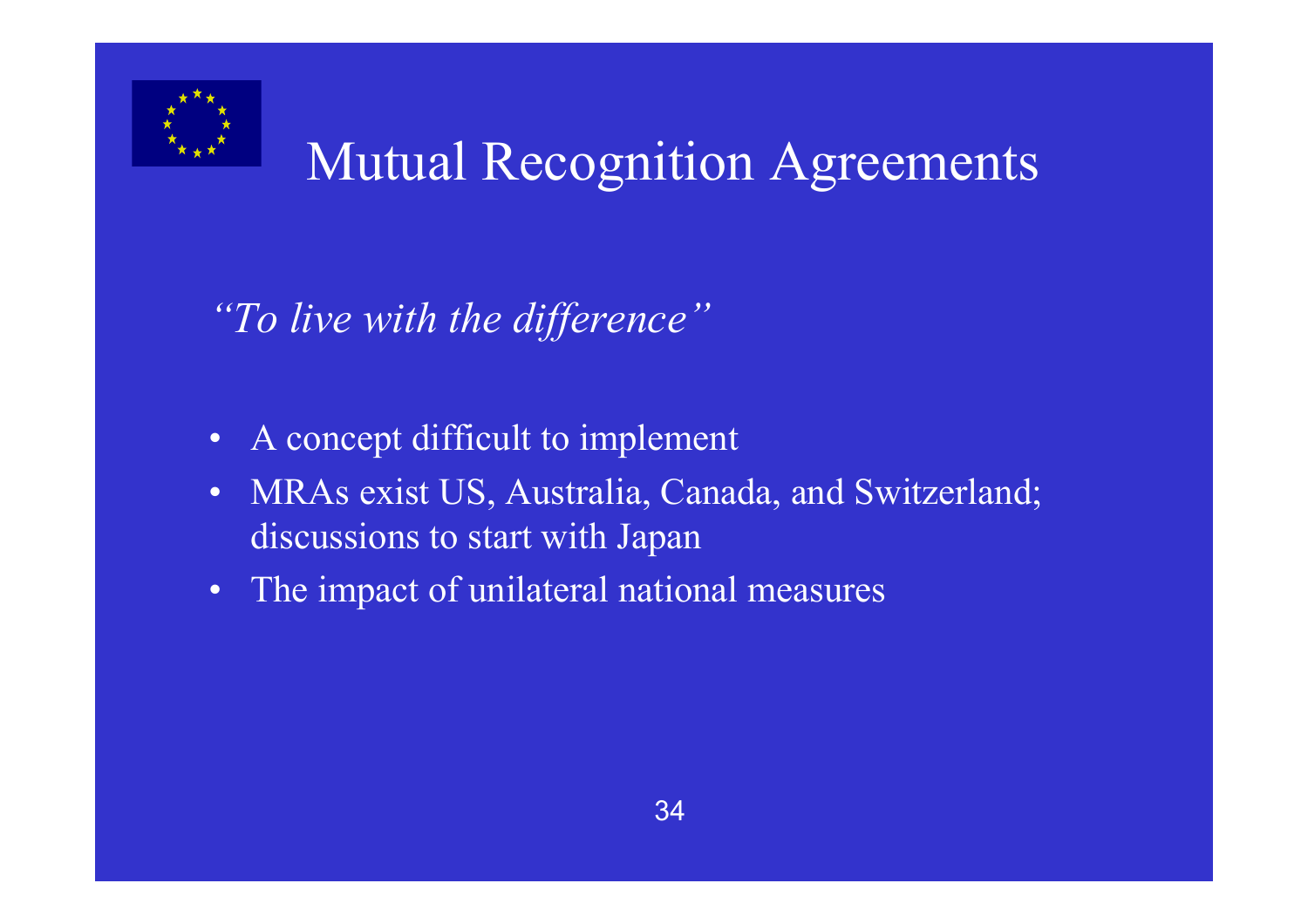# Mutual Recognition Agreements

*"To live with the difference"*

- A concept difficult to implement
- MRAs exist US, Australia, Canada, and Switzerland; discussions to start with Japan
- The impact of unilateral national measures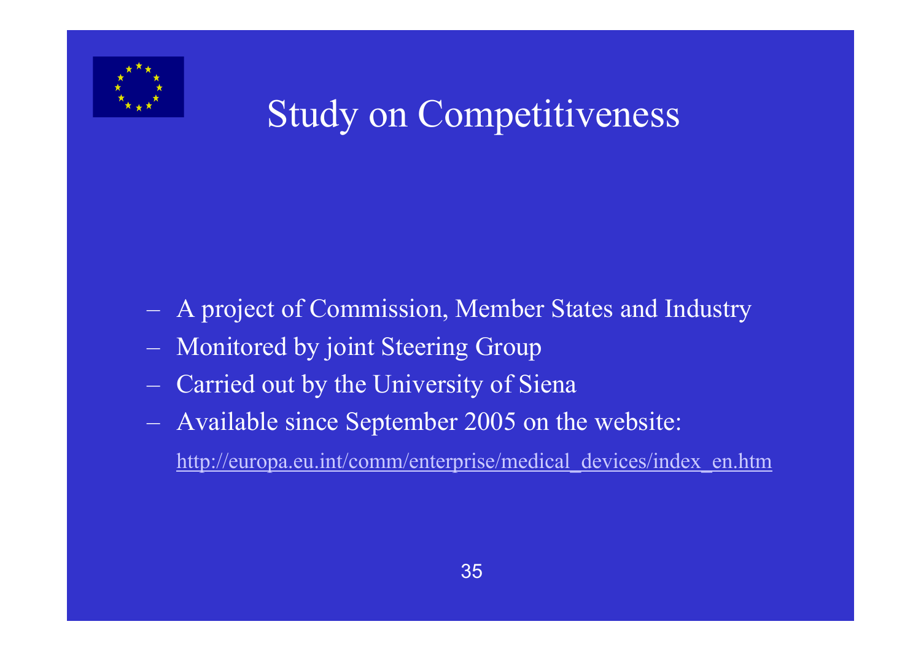# Study on Competitiveness

- A project of Commission, Member States and Industry
- Monitored by joint Steering Group
- Carried out by the University of Siena
- Available since September 2005 on the website:

  http://europa.eu.int/comm/enterprise/medical_devices/index_en.htm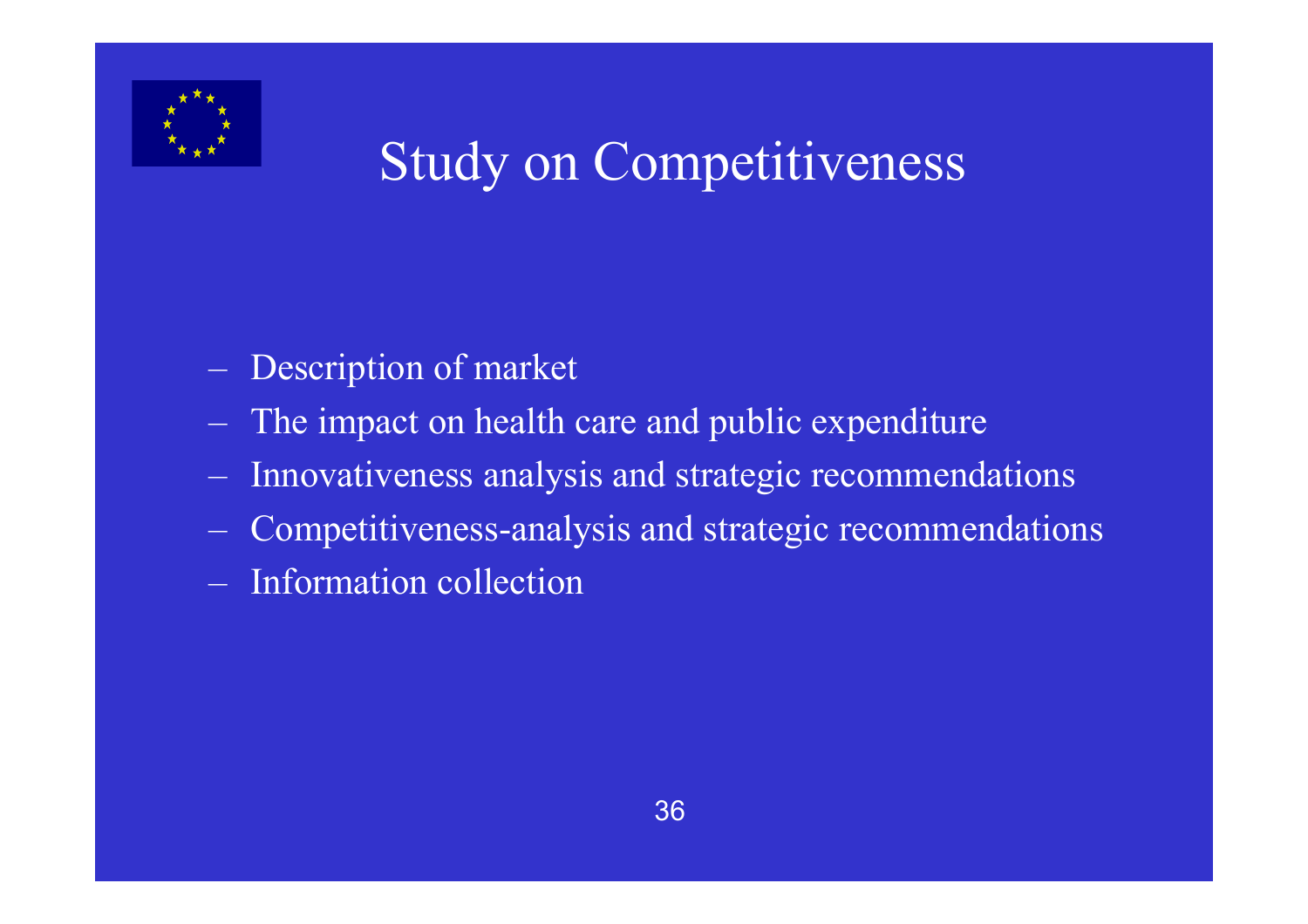# Study on Competitiveness

- Description of market
- The impact on health care and public expenditure
- Innovativeness analysis and strategic recommendations
- Competitiveness-analysis and strategic recommendations
- Information collection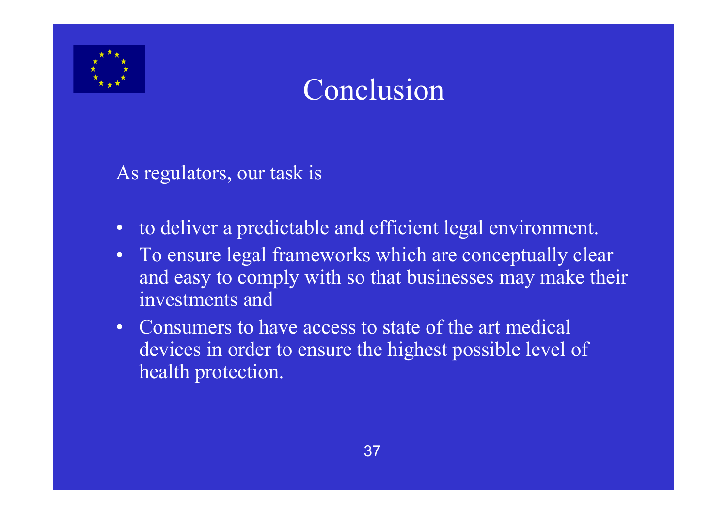# Conclusion

As regulators, our task is

- to deliver a predictable and efficient legal environment.
- To ensure legal frameworks which are conceptually clear and easy to comply with so that businesses may make their investments and
- Consumers to have access to state of the art medical devices in order to ensure the highest possible level of health protection.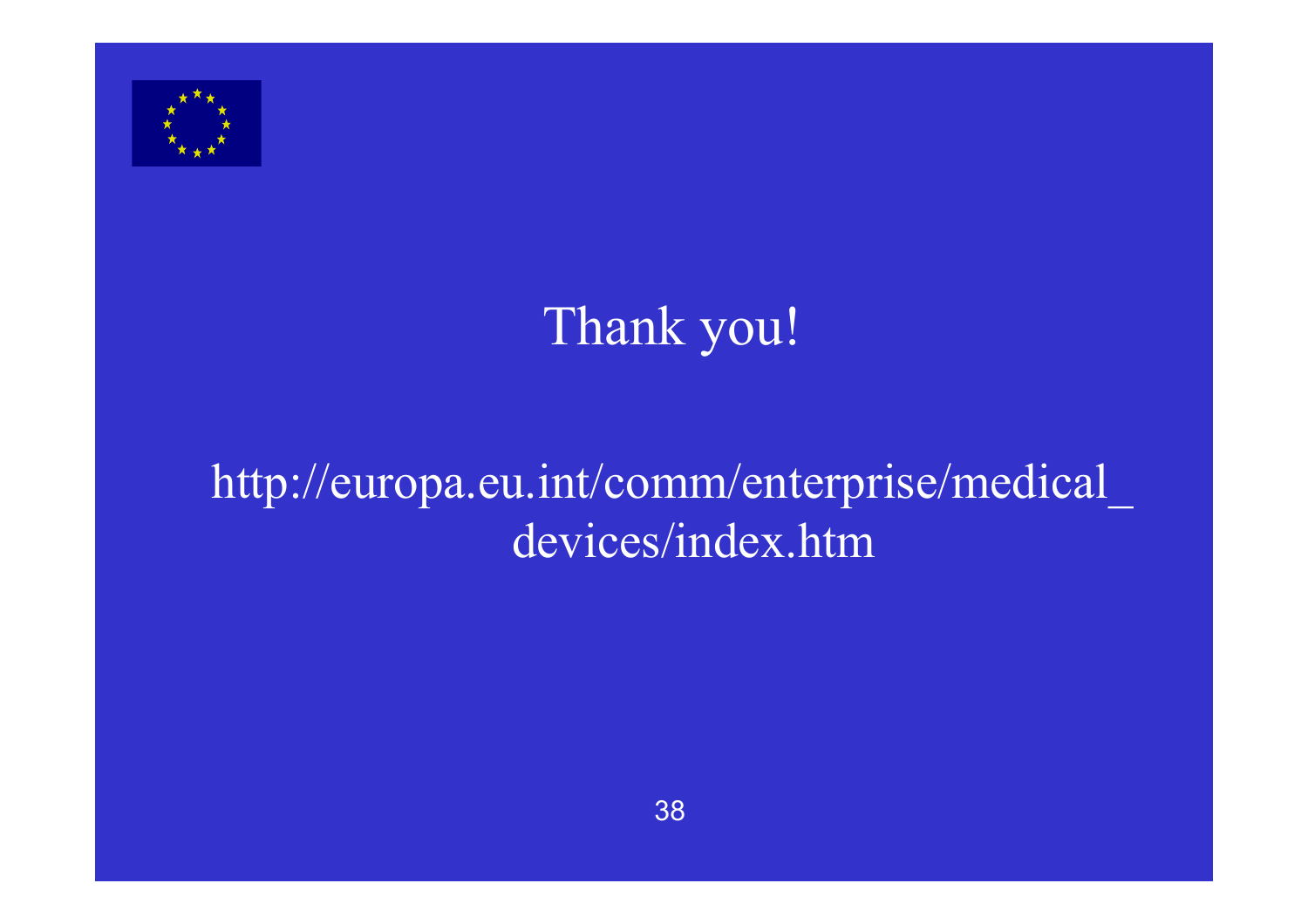# Thank you!

http://europa.eu.int/comm/enterprise/medical_devices/index.htm